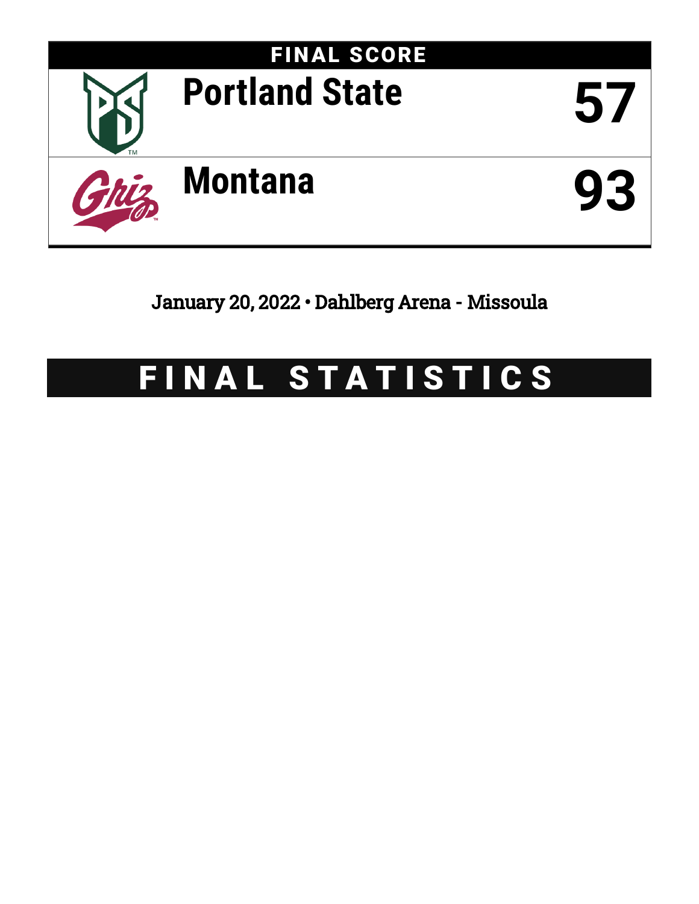# FINAL SCORE

| Team | Score |
| --- | --- |
| Portland State | 57 |
| Montana | 93 |

January 20, 2022 • Dahlberg Arena - Missoula

# FINAL STATISTICS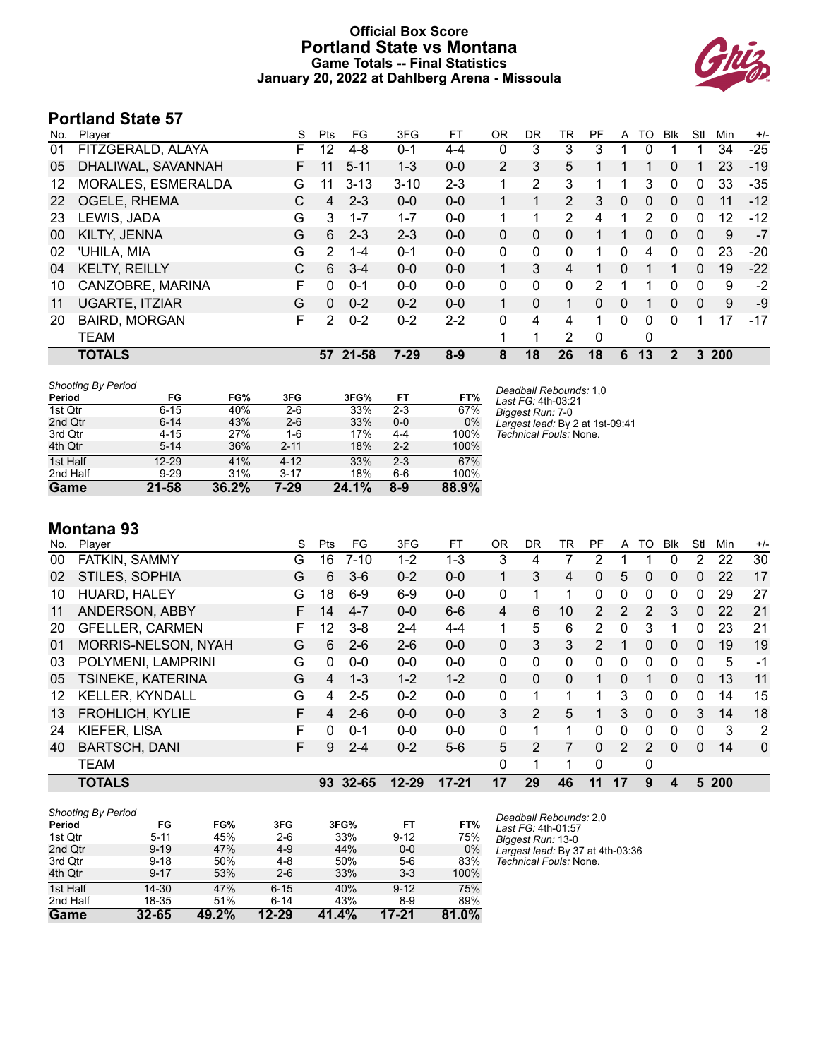# Official Box Score
## Portland State vs Montana
### Game Totals -- Final Statistics
### January 20, 2022 at Dahlberg Arena - Missoula

## Portland State 57

| No. | Player | S | Pts | FG | 3FG | FT | OR | DR | TR | PF | A | TO | Blk | Stl | Min | +/- |
|---|---|---|---|---|---|---|---|---|---|---|---|---|---|---|---|---|
| 01 | FITZGERALD, ALAYA | F | 12 | 4-8 | 0-1 | 4-4 | 0 | 3 | 3 | 3 | 1 | 0 | 1 | 1 | 34 | -25 |
| 05 | DHALIWAL, SAVANNAH | F | 11 | 5-11 | 1-3 | 0-0 | 2 | 3 | 5 | 1 | 1 | 1 | 0 | 1 | 23 | -19 |
| 12 | MORALES, ESMERALDA | G | 11 | 3-13 | 3-10 | 2-3 | 1 | 2 | 3 | 1 | 1 | 3 | 0 | 0 | 33 | -35 |
| 22 | OGELE, RHEMA | C | 4 | 2-3 | 0-0 | 0-0 | 1 | 1 | 2 | 3 | 0 | 0 | 0 | 0 | 11 | -12 |
| 23 | LEWIS, JADA | G | 3 | 1-7 | 1-7 | 0-0 | 1 | 1 | 2 | 4 | 1 | 2 | 0 | 0 | 12 | -12 |
| 00 | KILTY, JENNA | G | 6 | 2-3 | 2-3 | 0-0 | 0 | 0 | 0 | 1 | 1 | 0 | 0 | 0 | 9 | -7 |
| 02 | 'UHILA, MIA | G | 2 | 1-4 | 0-1 | 0-0 | 0 | 0 | 0 | 1 | 0 | 4 | 0 | 0 | 23 | -20 |
| 04 | KELTY, REILLY | C | 6 | 3-4 | 0-0 | 0-0 | 1 | 3 | 4 | 1 | 0 | 1 | 1 | 0 | 19 | -22 |
| 10 | CANZOBRE, MARINA | F | 0 | 0-1 | 0-0 | 0-0 | 0 | 0 | 0 | 2 | 1 | 1 | 0 | 0 | 9 | -2 |
| 11 | UGARTE, ITZIAR | G | 0 | 0-2 | 0-2 | 0-0 | 1 | 0 | 1 | 0 | 0 | 1 | 0 | 0 | 9 | -9 |
| 20 | BAIRD, MORGAN | F | 2 | 0-2 | 0-2 | 2-2 | 0 | 4 | 4 | 1 | 0 | 0 | 0 | 1 | 17 | -17 |
| | TEAM | | | | | | 1 | 1 | 2 | 0 | | 0 | | | | |
| | **TOTALS** | | **57** | **21-58** | **7-29** | **8-9** | **8** | **18** | **26** | **18** | **6** | **13** | **2** | **3** | **200** | |

*Shooting By Period*

| Period | FG | FG% | 3FG | 3FG% | FT | FT% |
|---|---|---|---|---|---|---|
| 1st Qtr | 6-15 | 40% | 2-6 | 33% | 2-3 | 67% |
| 2nd Qtr | 6-14 | 43% | 2-6 | 33% | 0-0 | 0% |
| 3rd Qtr | 4-15 | 27% | 1-6 | 17% | 4-4 | 100% |
| 4th Qtr | 5-14 | 36% | 2-11 | 18% | 2-2 | 100% |
| 1st Half | 12-29 | 41% | 4-12 | 33% | 2-3 | 67% |
| 2nd Half | 9-29 | 31% | 3-17 | 18% | 6-6 | 100% |
| **Game** | **21-58** | **36.2%** | **7-29** | **24.1%** | **8-9** | **88.9%** |

*Deadball Rebounds:* 1,0
*Last FG:* 4th-03:21
*Biggest Run:* 7-0
*Largest lead:* By 2 at 1st-09:41
*Technical Fouls:* None.

## Montana 93

| No. | Player | S | Pts | FG | 3FG | FT | OR | DR | TR | PF | A | TO | Blk | Stl | Min | +/- |
|---|---|---|---|---|---|---|---|---|---|---|---|---|---|---|---|---|
| 00 | FATKIN, SAMMY | G | 16 | 7-10 | 1-2 | 1-3 | 3 | 4 | 7 | 2 | 1 | 1 | 0 | 2 | 22 | 30 |
| 02 | STILES, SOPHIA | G | 6 | 3-6 | 0-2 | 0-0 | 1 | 3 | 4 | 0 | 5 | 0 | 0 | 0 | 22 | 17 |
| 10 | HUARD, HALEY | G | 18 | 6-9 | 6-9 | 0-0 | 0 | 1 | 1 | 0 | 0 | 0 | 0 | 0 | 29 | 27 |
| 11 | ANDERSON, ABBY | F | 14 | 4-7 | 0-0 | 6-6 | 4 | 6 | 10 | 2 | 2 | 2 | 3 | 0 | 22 | 21 |
| 20 | GFELLER, CARMEN | F | 12 | 3-8 | 2-4 | 4-4 | 1 | 5 | 6 | 2 | 0 | 3 | 1 | 0 | 23 | 21 |
| 01 | MORRIS-NELSON, NYAH | G | 6 | 2-6 | 2-6 | 0-0 | 0 | 3 | 3 | 2 | 1 | 0 | 0 | 0 | 19 | 19 |
| 03 | POLYMENI, LAMPRINI | G | 0 | 0-0 | 0-0 | 0-0 | 0 | 0 | 0 | 0 | 0 | 0 | 0 | 0 | 5 | -1 |
| 05 | TSINEKE, KATERINA | G | 4 | 1-3 | 1-2 | 1-2 | 0 | 0 | 0 | 1 | 0 | 1 | 0 | 0 | 13 | 11 |
| 12 | KELLER, KYNDALL | G | 4 | 2-5 | 0-2 | 0-0 | 0 | 1 | 1 | 1 | 3 | 0 | 0 | 0 | 14 | 15 |
| 13 | FROHLICH, KYLIE | F | 4 | 2-6 | 0-0 | 0-0 | 3 | 2 | 5 | 1 | 3 | 0 | 0 | 3 | 14 | 18 |
| 24 | KIEFER, LISA | F | 0 | 0-1 | 0-0 | 0-0 | 0 | 1 | 1 | 0 | 0 | 0 | 0 | 0 | 3 | 2 |
| 40 | BARTSCH, DANI | F | 9 | 2-4 | 0-2 | 5-6 | 5 | 2 | 7 | 0 | 2 | 2 | 0 | 0 | 14 | 0 |
| | TEAM | | | | | | 0 | 1 | 1 | 0 | | 0 | | | | |
| | **TOTALS** | | **93** | **32-65** | **12-29** | **17-21** | **17** | **29** | **46** | **11** | **17** | **9** | **4** | **5** | **200** | |

*Shooting By Period*

| Period | FG | FG% | 3FG | 3FG% | FT | FT% |
|---|---|---|---|---|---|---|
| 1st Qtr | 5-11 | 45% | 2-6 | 33% | 9-12 | 75% |
| 2nd Qtr | 9-19 | 47% | 4-9 | 44% | 0-0 | 0% |
| 3rd Qtr | 9-18 | 50% | 4-8 | 50% | 5-6 | 83% |
| 4th Qtr | 9-17 | 53% | 2-6 | 33% | 3-3 | 100% |
| 1st Half | 14-30 | 47% | 6-15 | 40% | 9-12 | 75% |
| 2nd Half | 18-35 | 51% | 6-14 | 43% | 8-9 | 89% |
| **Game** | **32-65** | **49.2%** | **12-29** | **41.4%** | **17-21** | **81.0%** |

*Deadball Rebounds:* 2,0
*Last FG:* 4th-01:57
*Biggest Run:* 13-0
*Largest lead:* By 37 at 4th-03:36
*Technical Fouls:* None.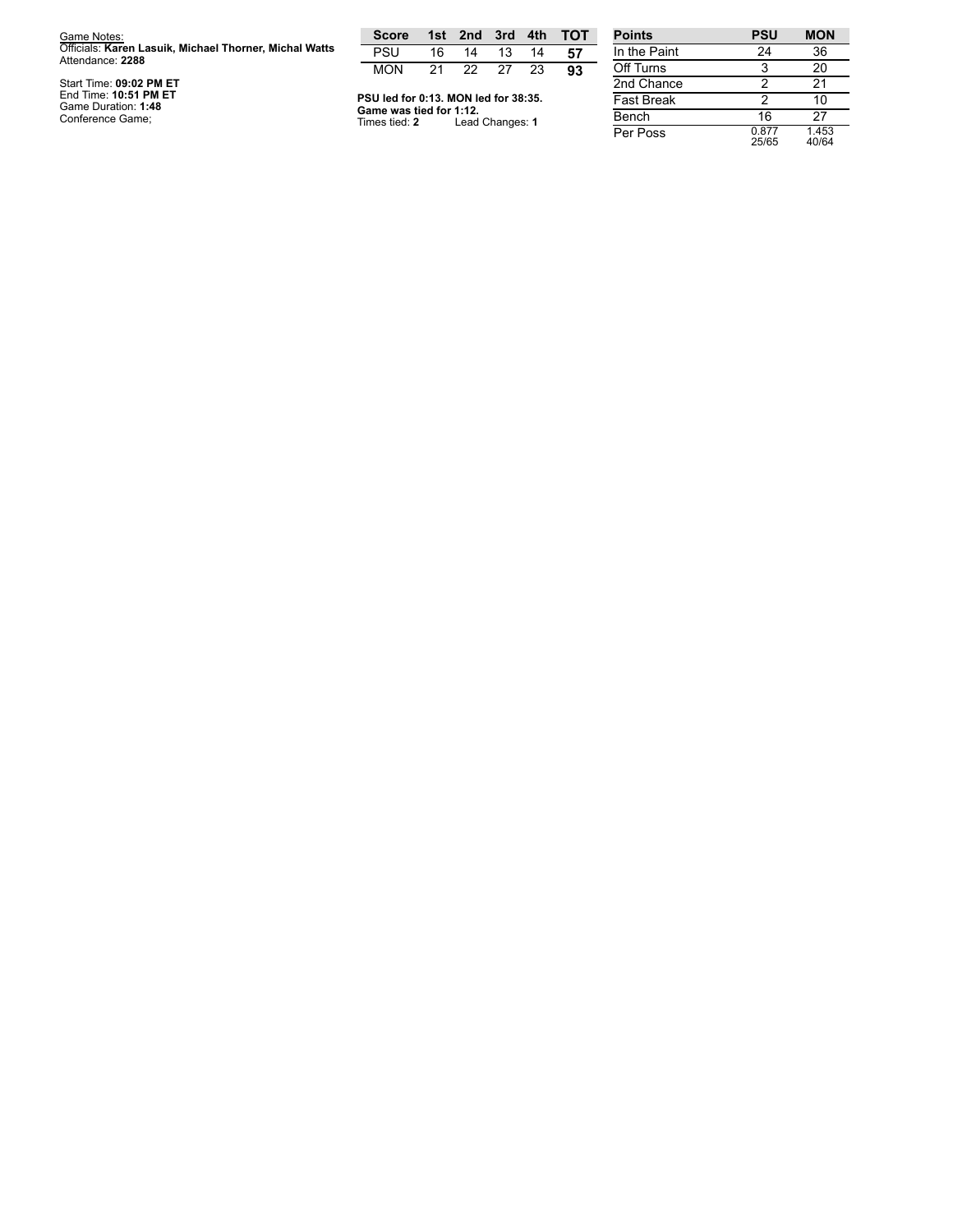Game Notes:
Officials: **Karen Lasuik, Michael Thorner, Michal Watts**
Attendance: **2288**

Start Time: **09:02 PM ET**
End Time: **10:51 PM ET**
Game Duration: **1:48**
Conference Game;

| Score | 1st | 2nd | 3rd | 4th | TOT |
|---|---|---|---|---|---|
| PSU | 16 | 14 | 13 | 14 | **57** |
| MON | 21 | 22 | 27 | 23 | **93** |

**PSU led for 0:13. MON led for 38:35.**
**Game was tied for 1:12.**
Times tied: **2** Lead Changes: **1**

| Points | PSU | MON |
|---|---|---|
| In the Paint | 24 | 36 |
| Off Turns | 3 | 20 |
| 2nd Chance | 2 | 21 |
| Fast Break | 2 | 10 |
| Bench | 16 | 27 |
| Per Poss | 0.877 25/65 | 1.453 40/64 |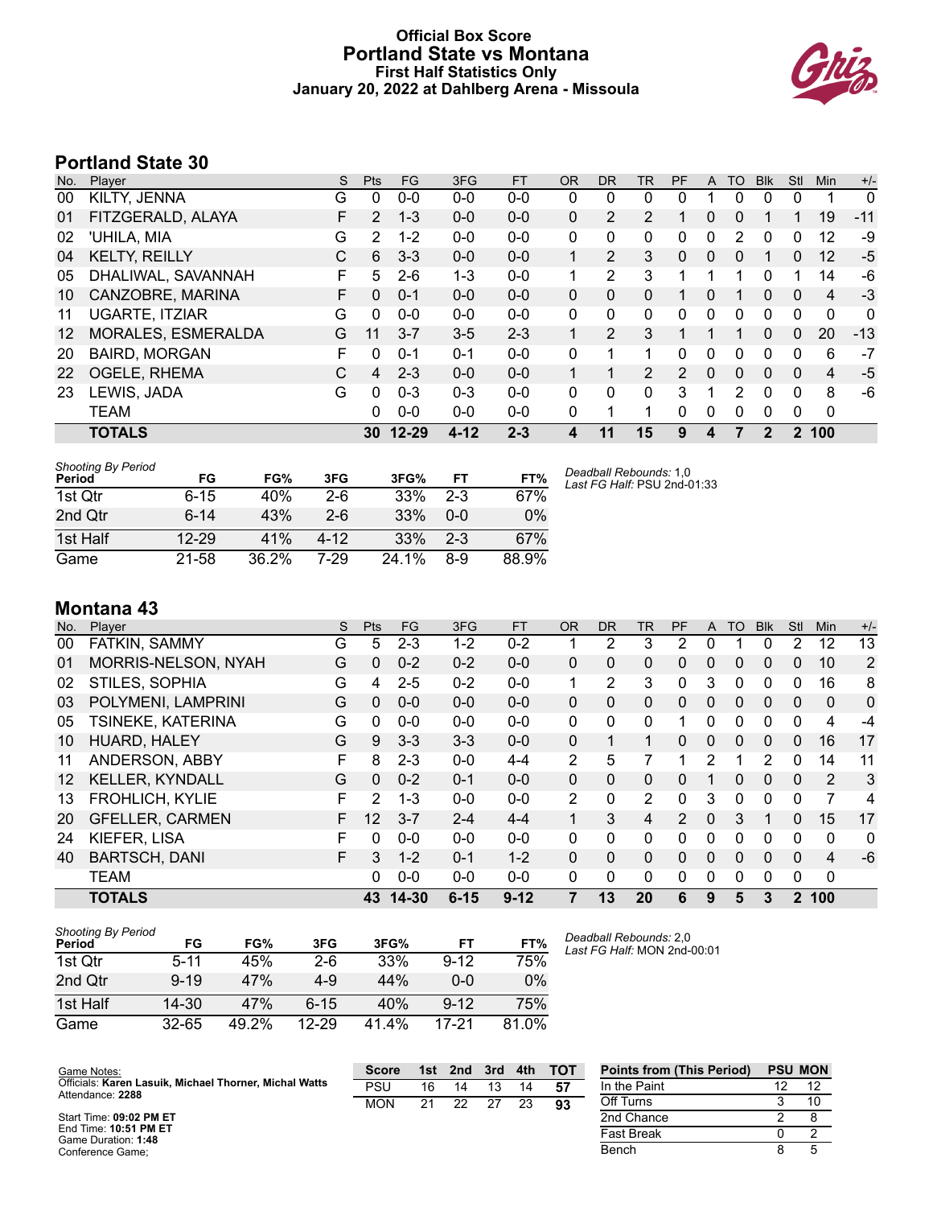# Official Box Score
## Portland State vs Montana
### First Half Statistics Only
### January 20, 2022 at Dahlberg Arena - Missoula

## Portland State 30

| No. | Player | S | Pts | FG | 3FG | FT | OR | DR | TR | PF | A | TO | Blk | Stl | Min | +/- |
|---|---|---|---|---|---|---|---|---|---|---|---|---|---|---|---|---|
| 00 | KILTY, JENNA | G | 0 | 0-0 | 0-0 | 0-0 | 0 | 0 | 0 | 0 | 1 | 0 | 0 | 0 | 1 | 0 |
| 01 | FITZGERALD, ALAYA | F | 2 | 1-3 | 0-0 | 0-0 | 0 | 2 | 2 | 1 | 0 | 0 | 1 | 1 | 19 | -11 |
| 02 | 'UHILA, MIA | G | 2 | 1-2 | 0-0 | 0-0 | 0 | 0 | 0 | 0 | 0 | 2 | 0 | 0 | 12 | -9 |
| 04 | KELTY, REILLY | C | 6 | 3-3 | 0-0 | 0-0 | 1 | 2 | 3 | 0 | 0 | 0 | 1 | 0 | 12 | -5 |
| 05 | DHALIWAL, SAVANNAH | F | 5 | 2-6 | 1-3 | 0-0 | 1 | 2 | 3 | 1 | 1 | 1 | 0 | 1 | 14 | -6 |
| 10 | CANZOBRE, MARINA | F | 0 | 0-1 | 0-0 | 0-0 | 0 | 0 | 0 | 1 | 0 | 1 | 0 | 0 | 4 | -3 |
| 11 | UGARTE, ITZIAR | G | 0 | 0-0 | 0-0 | 0-0 | 0 | 0 | 0 | 0 | 0 | 0 | 0 | 0 | 0 | 0 |
| 12 | MORALES, ESMERALDA | G | 11 | 3-7 | 3-5 | 2-3 | 1 | 2 | 3 | 1 | 1 | 1 | 0 | 0 | 20 | -13 |
| 20 | BAIRD, MORGAN | F | 0 | 0-1 | 0-1 | 0-0 | 0 | 1 | 1 | 0 | 0 | 0 | 0 | 0 | 6 | -7 |
| 22 | OGELE, RHEMA | C | 4 | 2-3 | 0-0 | 0-0 | 1 | 1 | 2 | 2 | 0 | 0 | 0 | 0 | 4 | -5 |
| 23 | LEWIS, JADA | G | 0 | 0-3 | 0-3 | 0-0 | 0 | 0 | 0 | 3 | 1 | 2 | 0 | 0 | 8 | -6 |
| | TEAM | | 0 | 0-0 | 0-0 | 0-0 | 0 | 1 | 1 | 0 | 0 | 0 | 0 | 0 | 0 | |
| | **TOTALS** | | **30** | **12-29** | **4-12** | **2-3** | **4** | **11** | **15** | **9** | **4** | **7** | **2** | **2** | **100** | |

*Shooting By Period*

| Period | FG | FG% | 3FG | 3FG% | FT | FT% |
|---|---|---|---|---|---|---|
| 1st Qtr | 6-15 | 40% | 2-6 | 33% | 2-3 | 67% |
| 2nd Qtr | 6-14 | 43% | 2-6 | 33% | 0-0 | 0% |
| 1st Half | 12-29 | 41% | 4-12 | 33% | 2-3 | 67% |
| Game | 21-58 | 36.2% | 7-29 | 24.1% | 8-9 | 88.9% |

*Deadball Rebounds:* 1,0
*Last FG Half:* PSU 2nd-01:33

## Montana 43

| No. | Player | S | Pts | FG | 3FG | FT | OR | DR | TR | PF | A | TO | Blk | Stl | Min | +/- |
|---|---|---|---|---|---|---|---|---|---|---|---|---|---|---|---|---|
| 00 | FATKIN, SAMMY | G | 5 | 2-3 | 1-2 | 0-2 | 1 | 2 | 3 | 2 | 0 | 1 | 0 | 2 | 12 | 13 |
| 01 | MORRIS-NELSON, NYAH | G | 0 | 0-2 | 0-2 | 0-0 | 0 | 0 | 0 | 0 | 0 | 0 | 0 | 0 | 10 | 2 |
| 02 | STILES, SOPHIA | G | 4 | 2-5 | 0-2 | 0-0 | 1 | 2 | 3 | 0 | 3 | 0 | 0 | 0 | 16 | 8 |
| 03 | POLYMENI, LAMPRINI | G | 0 | 0-0 | 0-0 | 0-0 | 0 | 0 | 0 | 0 | 0 | 0 | 0 | 0 | 0 | 0 |
| 05 | TSINEKE, KATERINA | G | 0 | 0-0 | 0-0 | 0-0 | 0 | 0 | 0 | 1 | 0 | 0 | 0 | 0 | 4 | -4 |
| 10 | HUARD, HALEY | G | 9 | 3-3 | 3-3 | 0-0 | 0 | 1 | 1 | 0 | 0 | 0 | 0 | 0 | 16 | 17 |
| 11 | ANDERSON, ABBY | F | 8 | 2-3 | 0-0 | 4-4 | 2 | 5 | 7 | 1 | 2 | 1 | 2 | 0 | 14 | 11 |
| 12 | KELLER, KYNDALL | G | 0 | 0-2 | 0-1 | 0-0 | 0 | 0 | 0 | 0 | 1 | 0 | 0 | 0 | 2 | 3 |
| 13 | FROHLICH, KYLIE | F | 2 | 1-3 | 0-0 | 0-0 | 2 | 0 | 2 | 0 | 3 | 0 | 0 | 0 | 7 | 4 |
| 20 | GFELLER, CARMEN | F | 12 | 3-7 | 2-4 | 4-4 | 1 | 3 | 4 | 2 | 0 | 3 | 1 | 0 | 15 | 17 |
| 24 | KIEFER, LISA | F | 0 | 0-0 | 0-0 | 0-0 | 0 | 0 | 0 | 0 | 0 | 0 | 0 | 0 | 0 | 0 |
| 40 | BARTSCH, DANI | F | 3 | 1-2 | 0-1 | 1-2 | 0 | 0 | 0 | 0 | 0 | 0 | 0 | 0 | 4 | -6 |
| | TEAM | | 0 | 0-0 | 0-0 | 0-0 | 0 | 0 | 0 | 0 | 0 | 0 | 0 | 0 | 0 | |
| | **TOTALS** | | **43** | **14-30** | **6-15** | **9-12** | **7** | **13** | **20** | **6** | **9** | **5** | **3** | **2** | **100** | |

*Shooting By Period*

| Period | FG | FG% | 3FG | 3FG% | FT | FT% |
|---|---|---|---|---|---|---|
| 1st Qtr | 5-11 | 45% | 2-6 | 33% | 9-12 | 75% |
| 2nd Qtr | 9-19 | 47% | 4-9 | 44% | 0-0 | 0% |
| 1st Half | 14-30 | 47% | 6-15 | 40% | 9-12 | 75% |
| Game | 32-65 | 49.2% | 12-29 | 41.4% | 17-21 | 81.0% |

*Deadball Rebounds:* 2,0
*Last FG Half:* MON 2nd-00:01

Game Notes:
Officials: **Karen Lasuik, Michael Thorner, Michal Watts**
Attendance: **2288**

Start Time: **09:02 PM ET**
End Time: **10:51 PM ET**
Game Duration: **1:48**
Conference Game;

| Score | 1st | 2nd | 3rd | 4th | TOT |
|---|---|---|---|---|---|
| PSU | 16 | 14 | 13 | 14 | **57** |
| MON | 21 | 22 | 27 | 23 | **93** |

| Points from (This Period) | PSU | MON |
|---|---|---|
| In the Paint | 12 | 12 |
| Off Turns | 3 | 10 |
| 2nd Chance | 2 | 8 |
| Fast Break | 0 | 2 |
| Bench | 8 | 5 |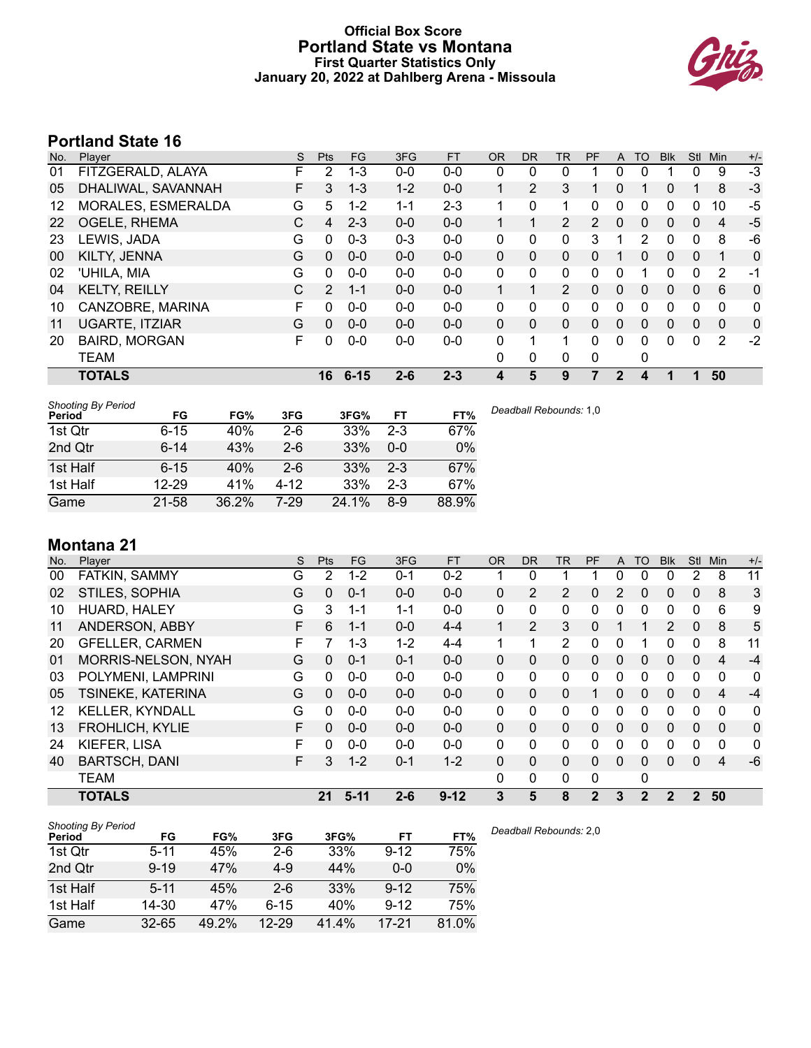# Official Box Score
## Portland State vs Montana
### First Quarter Statistics Only
### January 20, 2022 at Dahlberg Arena - Missoula

## Portland State 16

| No. | Player | S | Pts | FG | 3FG | FT | OR | DR | TR | PF | A | TO | Blk | Stl | Min | +/- |
|---|---|---|---|---|---|---|---|---|---|---|---|---|---|---|---|---|
| 01 | FITZGERALD, ALAYA | F | 2 | 1-3 | 0-0 | 0-0 | 0 | 0 | 0 | 1 | 0 | 0 | 1 | 0 | 9 | -3 |
| 05 | DHALIWAL, SAVANNAH | F | 3 | 1-3 | 1-2 | 0-0 | 1 | 2 | 3 | 1 | 0 | 1 | 0 | 1 | 8 | -3 |
| 12 | MORALES, ESMERALDA | G | 5 | 1-2 | 1-1 | 2-3 | 1 | 0 | 1 | 0 | 0 | 0 | 0 | 0 | 10 | -5 |
| 22 | OGELE, RHEMA | C | 4 | 2-3 | 0-0 | 0-0 | 1 | 1 | 2 | 2 | 0 | 0 | 0 | 0 | 4 | -5 |
| 23 | LEWIS, JADA | G | 0 | 0-3 | 0-3 | 0-0 | 0 | 0 | 0 | 3 | 1 | 2 | 0 | 0 | 8 | -6 |
| 00 | KILTY, JENNA | G | 0 | 0-0 | 0-0 | 0-0 | 0 | 0 | 0 | 0 | 1 | 0 | 0 | 0 | 1 | 0 |
| 02 | 'UHILA, MIA | G | 0 | 0-0 | 0-0 | 0-0 | 0 | 0 | 0 | 0 | 0 | 1 | 0 | 0 | 2 | -1 |
| 04 | KELTY, REILLY | C | 2 | 1-1 | 0-0 | 0-0 | 1 | 1 | 2 | 0 | 0 | 0 | 0 | 0 | 6 | 0 |
| 10 | CANZOBRE, MARINA | F | 0 | 0-0 | 0-0 | 0-0 | 0 | 0 | 0 | 0 | 0 | 0 | 0 | 0 | 0 | 0 |
| 11 | UGARTE, ITZIAR | G | 0 | 0-0 | 0-0 | 0-0 | 0 | 0 | 0 | 0 | 0 | 0 | 0 | 0 | 0 | 0 |
| 20 | BAIRD, MORGAN | F | 0 | 0-0 | 0-0 | 0-0 | 0 | 1 | 1 | 0 | 0 | 0 | 0 | 0 | 2 | -2 |
| | TEAM | | | | | | 0 | 0 | 0 | 0 | | 0 | | | | |
| | **TOTALS** | | **16** | **6-15** | **2-6** | **2-3** | **4** | **5** | **9** | **7** | **2** | **4** | **1** | **1** | **50** | |

*Shooting By Period*

| Period | FG | FG% | 3FG | 3FG% | FT | FT% |
|---|---|---|---|---|---|---|
| 1st Qtr | 6-15 | 40% | 2-6 | 33% | 2-3 | 67% |
| 2nd Qtr | 6-14 | 43% | 2-6 | 33% | 0-0 | 0% |
| 1st Half | 6-15 | 40% | 2-6 | 33% | 2-3 | 67% |
| 1st Half | 12-29 | 41% | 4-12 | 33% | 2-3 | 67% |
| Game | 21-58 | 36.2% | 7-29 | 24.1% | 8-9 | 88.9% |

*Deadball Rebounds:* 1,0

## Montana 21

| No. | Player | S | Pts | FG | 3FG | FT | OR | DR | TR | PF | A | TO | Blk | Stl | Min | +/- |
|---|---|---|---|---|---|---|---|---|---|---|---|---|---|---|---|---|
| 00 | FATKIN, SAMMY | G | 2 | 1-2 | 0-1 | 0-2 | 1 | 0 | 1 | 1 | 0 | 0 | 0 | 2 | 8 | 11 |
| 02 | STILES, SOPHIA | G | 0 | 0-1 | 0-0 | 0-0 | 0 | 2 | 2 | 0 | 2 | 0 | 0 | 0 | 8 | 3 |
| 10 | HUARD, HALEY | G | 3 | 1-1 | 1-1 | 0-0 | 0 | 0 | 0 | 0 | 0 | 0 | 0 | 0 | 6 | 9 |
| 11 | ANDERSON, ABBY | F | 6 | 1-1 | 0-0 | 4-4 | 1 | 2 | 3 | 0 | 1 | 1 | 2 | 0 | 8 | 5 |
| 20 | GFELLER, CARMEN | F | 7 | 1-3 | 1-2 | 4-4 | 1 | 1 | 2 | 0 | 0 | 1 | 0 | 0 | 8 | 11 |
| 01 | MORRIS-NELSON, NYAH | G | 0 | 0-1 | 0-1 | 0-0 | 0 | 0 | 0 | 0 | 0 | 0 | 0 | 0 | 4 | -4 |
| 03 | POLYMENI, LAMPRINI | G | 0 | 0-0 | 0-0 | 0-0 | 0 | 0 | 0 | 0 | 0 | 0 | 0 | 0 | 0 | 0 |
| 05 | TSINEKE, KATERINA | G | 0 | 0-0 | 0-0 | 0-0 | 0 | 0 | 0 | 1 | 0 | 0 | 0 | 0 | 4 | -4 |
| 12 | KELLER, KYNDALL | G | 0 | 0-0 | 0-0 | 0-0 | 0 | 0 | 0 | 0 | 0 | 0 | 0 | 0 | 0 | 0 |
| 13 | FROHLICH, KYLIE | F | 0 | 0-0 | 0-0 | 0-0 | 0 | 0 | 0 | 0 | 0 | 0 | 0 | 0 | 0 | 0 |
| 24 | KIEFER, LISA | F | 0 | 0-0 | 0-0 | 0-0 | 0 | 0 | 0 | 0 | 0 | 0 | 0 | 0 | 0 | 0 |
| 40 | BARTSCH, DANI | F | 3 | 1-2 | 0-1 | 1-2 | 0 | 0 | 0 | 0 | 0 | 0 | 0 | 0 | 4 | -6 |
| | TEAM | | | | | | 0 | 0 | 0 | 0 | | 0 | | | | |
| | **TOTALS** | | **21** | **5-11** | **2-6** | **9-12** | **3** | **5** | **8** | **2** | **3** | **2** | **2** | **2** | **50** | |

*Shooting By Period*

| Period | FG | FG% | 3FG | 3FG% | FT | FT% |
|---|---|---|---|---|---|---|
| 1st Qtr | 5-11 | 45% | 2-6 | 33% | 9-12 | 75% |
| 2nd Qtr | 9-19 | 47% | 4-9 | 44% | 0-0 | 0% |
| 1st Half | 5-11 | 45% | 2-6 | 33% | 9-12 | 75% |
| 1st Half | 14-30 | 47% | 6-15 | 40% | 9-12 | 75% |
| Game | 32-65 | 49.2% | 12-29 | 41.4% | 17-21 | 81.0% |

*Deadball Rebounds:* 2,0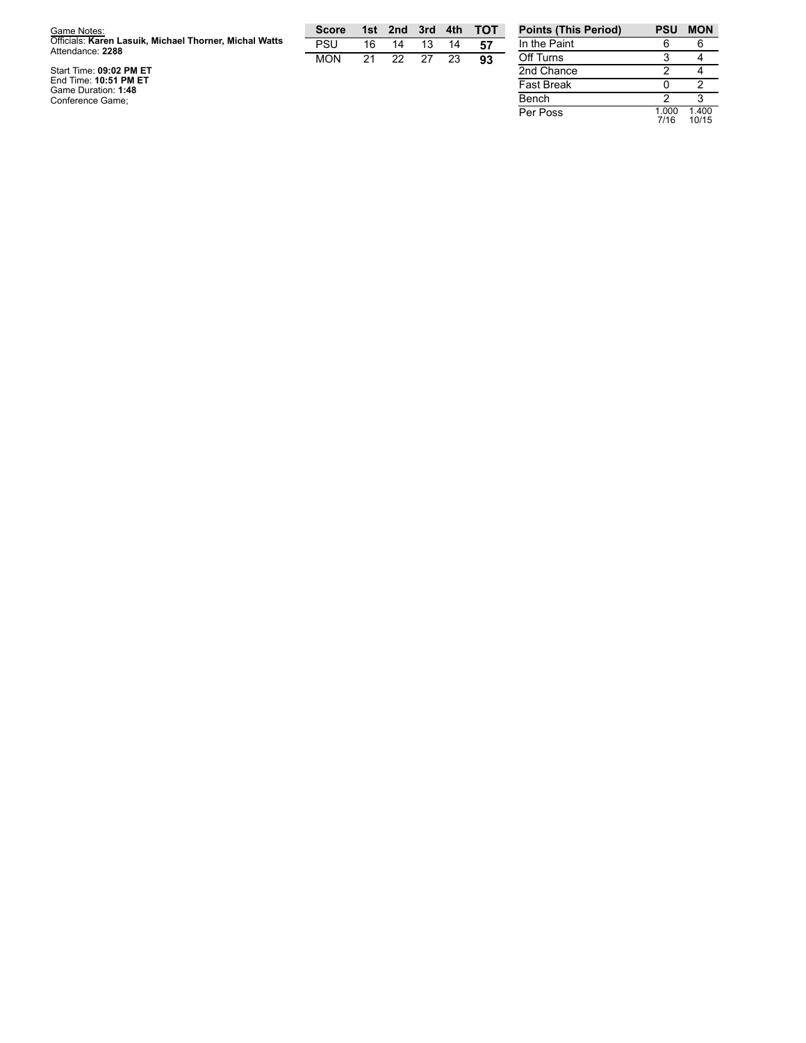Game Notes:
Officials: **Karen Lasuik, Michael Thorner, Michal Watts**
Attendance: **2288**

Start Time: **09:02 PM ET**
End Time: **10:51 PM ET**
Game Duration: **1:48**
Conference Game;

| Score | 1st | 2nd | 3rd | 4th | TOT |
|---|---|---|---|---|---|
| PSU | 16 | 14 | 13 | 14 | **57** |
| MON | 21 | 22 | 27 | 23 | **93** |

| Points (This Period) | PSU | MON |
|---|---|---|
| In the Paint | 6 | 6 |
| Off Turns | 3 | 4 |
| 2nd Chance | 2 | 4 |
| Fast Break | 0 | 2 |
| Bench | 2 | 3 |
| Per Poss | 1.000 7/16 | 1.400 10/15 |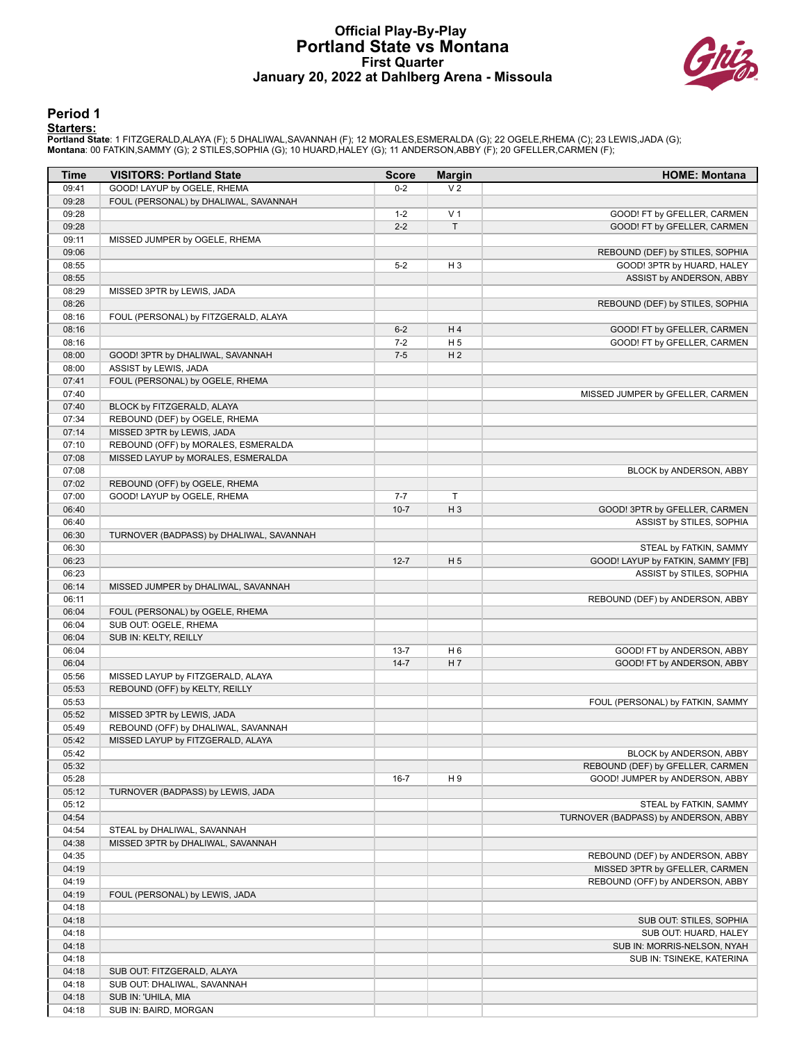# Official Play-By-Play
# Portland State vs Montana
## First Quarter
### January 20, 2022 at Dahlberg Arena - Missoula

## Period 1

**Starters:**

**Portland State**: 1 FITZGERALD,ALAYA (F); 5 DHALIWAL,SAVANNAH (F); 12 MORALES,ESMERALDA (G); 22 OGELE,RHEMA (C); 23 LEWIS,JADA (G);
**Montana**: 00 FATKIN,SAMMY (G); 2 STILES,SOPHIA (G); 10 HUARD,HALEY (G); 11 ANDERSON,ABBY (F); 20 GFELLER,CARMEN (F);

| Time | VISITORS: Portland State | Score | Margin | HOME: Montana |
|---|---|---|---|---|
| 09:41 | GOOD! LAYUP by OGELE, RHEMA | 0-2 | V 2 | |
| 09:28 | FOUL (PERSONAL) by DHALIWAL, SAVANNAH | | | |
| 09:28 | | 1-2 | V 1 | GOOD! FT by GFELLER, CARMEN |
| 09:28 | | 2-2 | T | GOOD! FT by GFELLER, CARMEN |
| 09:11 | MISSED JUMPER by OGELE, RHEMA | | | |
| 09:06 | | | | REBOUND (DEF) by STILES, SOPHIA |
| 08:55 | | 5-2 | H 3 | GOOD! 3PTR by HUARD, HALEY |
| 08:55 | | | | ASSIST by ANDERSON, ABBY |
| 08:29 | MISSED 3PTR by LEWIS, JADA | | | |
| 08:26 | | | | REBOUND (DEF) by STILES, SOPHIA |
| 08:16 | FOUL (PERSONAL) by FITZGERALD, ALAYA | | | |
| 08:16 | | 6-2 | H 4 | GOOD! FT by GFELLER, CARMEN |
| 08:16 | | 7-2 | H 5 | GOOD! FT by GFELLER, CARMEN |
| 08:00 | GOOD! 3PTR by DHALIWAL, SAVANNAH | 7-5 | H 2 | |
| 08:00 | ASSIST by LEWIS, JADA | | | |
| 07:41 | FOUL (PERSONAL) by OGELE, RHEMA | | | |
| 07:40 | | | | MISSED JUMPER by GFELLER, CARMEN |
| 07:40 | BLOCK by FITZGERALD, ALAYA | | | |
| 07:34 | REBOUND (DEF) by OGELE, RHEMA | | | |
| 07:14 | MISSED 3PTR by LEWIS, JADA | | | |
| 07:10 | REBOUND (OFF) by MORALES, ESMERALDA | | | |
| 07:08 | MISSED LAYUP by MORALES, ESMERALDA | | | |
| 07:08 | | | | BLOCK by ANDERSON, ABBY |
| 07:02 | REBOUND (OFF) by OGELE, RHEMA | | | |
| 07:00 | GOOD! LAYUP by OGELE, RHEMA | 7-7 | T | |
| 06:40 | | 10-7 | H 3 | GOOD! 3PTR by GFELLER, CARMEN |
| 06:40 | | | | ASSIST by STILES, SOPHIA |
| 06:30 | TURNOVER (BADPASS) by DHALIWAL, SAVANNAH | | | |
| 06:30 | | | | STEAL by FATKIN, SAMMY |
| 06:23 | | 12-7 | H 5 | GOOD! LAYUP by FATKIN, SAMMY [FB] |
| 06:23 | | | | ASSIST by STILES, SOPHIA |
| 06:14 | MISSED JUMPER by DHALIWAL, SAVANNAH | | | |
| 06:11 | | | | REBOUND (DEF) by ANDERSON, ABBY |
| 06:04 | FOUL (PERSONAL) by OGELE, RHEMA | | | |
| 06:04 | SUB OUT: OGELE, RHEMA | | | |
| 06:04 | SUB IN: KELTY, REILLY | | | |
| 06:04 | | 13-7 | H 6 | GOOD! FT by ANDERSON, ABBY |
| 06:04 | | 14-7 | H 7 | GOOD! FT by ANDERSON, ABBY |
| 05:56 | MISSED LAYUP by FITZGERALD, ALAYA | | | |
| 05:53 | REBOUND (OFF) by KELTY, REILLY | | | |
| 05:53 | | | | FOUL (PERSONAL) by FATKIN, SAMMY |
| 05:52 | MISSED 3PTR by LEWIS, JADA | | | |
| 05:49 | REBOUND (OFF) by DHALIWAL, SAVANNAH | | | |
| 05:42 | MISSED LAYUP by FITZGERALD, ALAYA | | | |
| 05:42 | | | | BLOCK by ANDERSON, ABBY |
| 05:32 | | | | REBOUND (DEF) by GFELLER, CARMEN |
| 05:28 | | 16-7 | H 9 | GOOD! JUMPER by ANDERSON, ABBY |
| 05:12 | TURNOVER (BADPASS) by LEWIS, JADA | | | |
| 05:12 | | | | STEAL by FATKIN, SAMMY |
| 04:54 | | | | TURNOVER (BADPASS) by ANDERSON, ABBY |
| 04:54 | STEAL by DHALIWAL, SAVANNAH | | | |
| 04:38 | MISSED 3PTR by DHALIWAL, SAVANNAH | | | |
| 04:35 | | | | REBOUND (DEF) by ANDERSON, ABBY |
| 04:19 | | | | MISSED 3PTR by GFELLER, CARMEN |
| 04:19 | | | | REBOUND (OFF) by ANDERSON, ABBY |
| 04:19 | FOUL (PERSONAL) by LEWIS, JADA | | | |
| 04:18 | | | | |
| 04:18 | | | | SUB OUT: STILES, SOPHIA |
| 04:18 | | | | SUB OUT: HUARD, HALEY |
| 04:18 | | | | SUB IN: MORRIS-NELSON, NYAH |
| 04:18 | | | | SUB IN: TSINEKE, KATERINA |
| 04:18 | SUB OUT: FITZGERALD, ALAYA | | | |
| 04:18 | SUB OUT: DHALIWAL, SAVANNAH | | | |
| 04:18 | SUB IN: 'UHILA, MIA | | | |
| 04:18 | SUB IN: BAIRD, MORGAN | | | |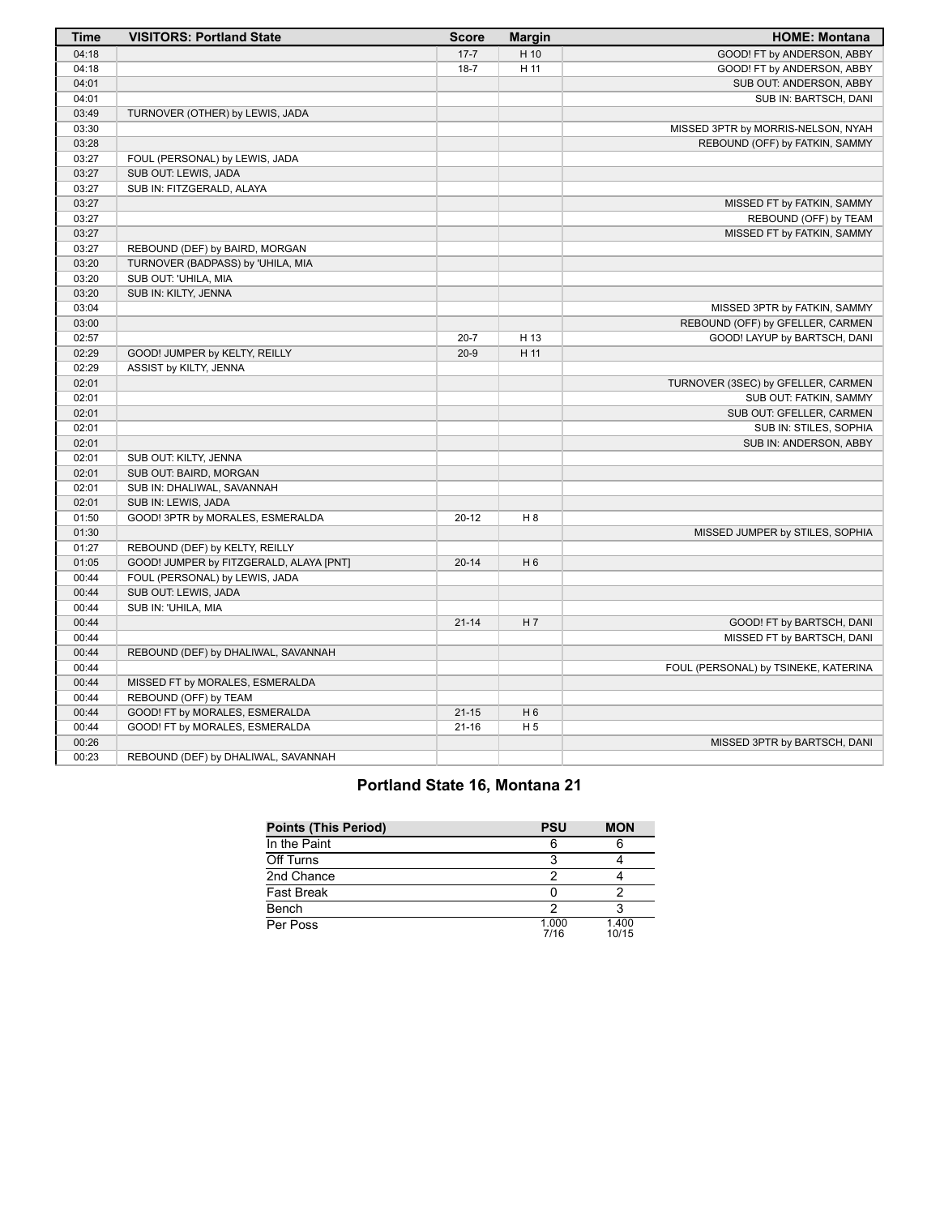| Time | VISITORS: Portland State | Score | Margin | HOME: Montana |
|---|---|---|---|---|
| 04:18 | | 17-7 | H 10 | GOOD! FT by ANDERSON, ABBY |
| 04:18 | | 18-7 | H 11 | GOOD! FT by ANDERSON, ABBY |
| 04:01 | | | | SUB OUT: ANDERSON, ABBY |
| 04:01 | | | | SUB IN: BARTSCH, DANI |
| 03:49 | TURNOVER (OTHER) by LEWIS, JADA | | | |
| 03:30 | | | | MISSED 3PTR by MORRIS-NELSON, NYAH |
| 03:28 | | | | REBOUND (OFF) by FATKIN, SAMMY |
| 03:27 | FOUL (PERSONAL) by LEWIS, JADA | | | |
| 03:27 | SUB OUT: LEWIS, JADA | | | |
| 03:27 | SUB IN: FITZGERALD, ALAYA | | | |
| 03:27 | | | | MISSED FT by FATKIN, SAMMY |
| 03:27 | | | | REBOUND (OFF) by TEAM |
| 03:27 | | | | MISSED FT by FATKIN, SAMMY |
| 03:27 | REBOUND (DEF) by BAIRD, MORGAN | | | |
| 03:20 | TURNOVER (BADPASS) by 'UHILA, MIA | | | |
| 03:20 | SUB OUT: 'UHILA, MIA | | | |
| 03:20 | SUB IN: KILTY, JENNA | | | |
| 03:04 | | | | MISSED 3PTR by FATKIN, SAMMY |
| 03:00 | | | | REBOUND (OFF) by GFELLER, CARMEN |
| 02:57 | | 20-7 | H 13 | GOOD! LAYUP by BARTSCH, DANI |
| 02:29 | GOOD! JUMPER by KELTY, REILLY | 20-9 | H 11 | |
| 02:29 | ASSIST by KILTY, JENNA | | | |
| 02:01 | | | | TURNOVER (3SEC) by GFELLER, CARMEN |
| 02:01 | | | | SUB OUT: FATKIN, SAMMY |
| 02:01 | | | | SUB OUT: GFELLER, CARMEN |
| 02:01 | | | | SUB IN: STILES, SOPHIA |
| 02:01 | | | | SUB IN: ANDERSON, ABBY |
| 02:01 | SUB OUT: KILTY, JENNA | | | |
| 02:01 | SUB OUT: BAIRD, MORGAN | | | |
| 02:01 | SUB IN: DHALIWAL, SAVANNAH | | | |
| 02:01 | SUB IN: LEWIS, JADA | | | |
| 01:50 | GOOD! 3PTR by MORALES, ESMERALDA | 20-12 | H 8 | |
| 01:30 | | | | MISSED JUMPER by STILES, SOPHIA |
| 01:27 | REBOUND (DEF) by KELTY, REILLY | | | |
| 01:05 | GOOD! JUMPER by FITZGERALD, ALAYA [PNT] | 20-14 | H 6 | |
| 00:44 | FOUL (PERSONAL) by LEWIS, JADA | | | |
| 00:44 | SUB OUT: LEWIS, JADA | | | |
| 00:44 | SUB IN: 'UHILA, MIA | | | |
| 00:44 | | 21-14 | H 7 | GOOD! FT by BARTSCH, DANI |
| 00:44 | | | | MISSED FT by BARTSCH, DANI |
| 00:44 | REBOUND (DEF) by DHALIWAL, SAVANNAH | | | |
| 00:44 | | | | FOUL (PERSONAL) by TSINEKE, KATERINA |
| 00:44 | MISSED FT by MORALES, ESMERALDA | | | |
| 00:44 | REBOUND (OFF) by TEAM | | | |
| 00:44 | GOOD! FT by MORALES, ESMERALDA | 21-15 | H 6 | |
| 00:44 | GOOD! FT by MORALES, ESMERALDA | 21-16 | H 5 | |
| 00:26 | | | | MISSED 3PTR by BARTSCH, DANI |
| 00:23 | REBOUND (DEF) by DHALIWAL, SAVANNAH | | | |

## Portland State 16, Montana 21

| Points (This Period) | PSU | MON |
|---|---|---|
| In the Paint | 6 | 6 |
| Off Turns | 3 | 4 |
| 2nd Chance | 2 | 4 |
| Fast Break | 0 | 2 |
| Bench | 2 | 3 |
| Per Poss | 1.000 7/16 | 1.400 10/15 |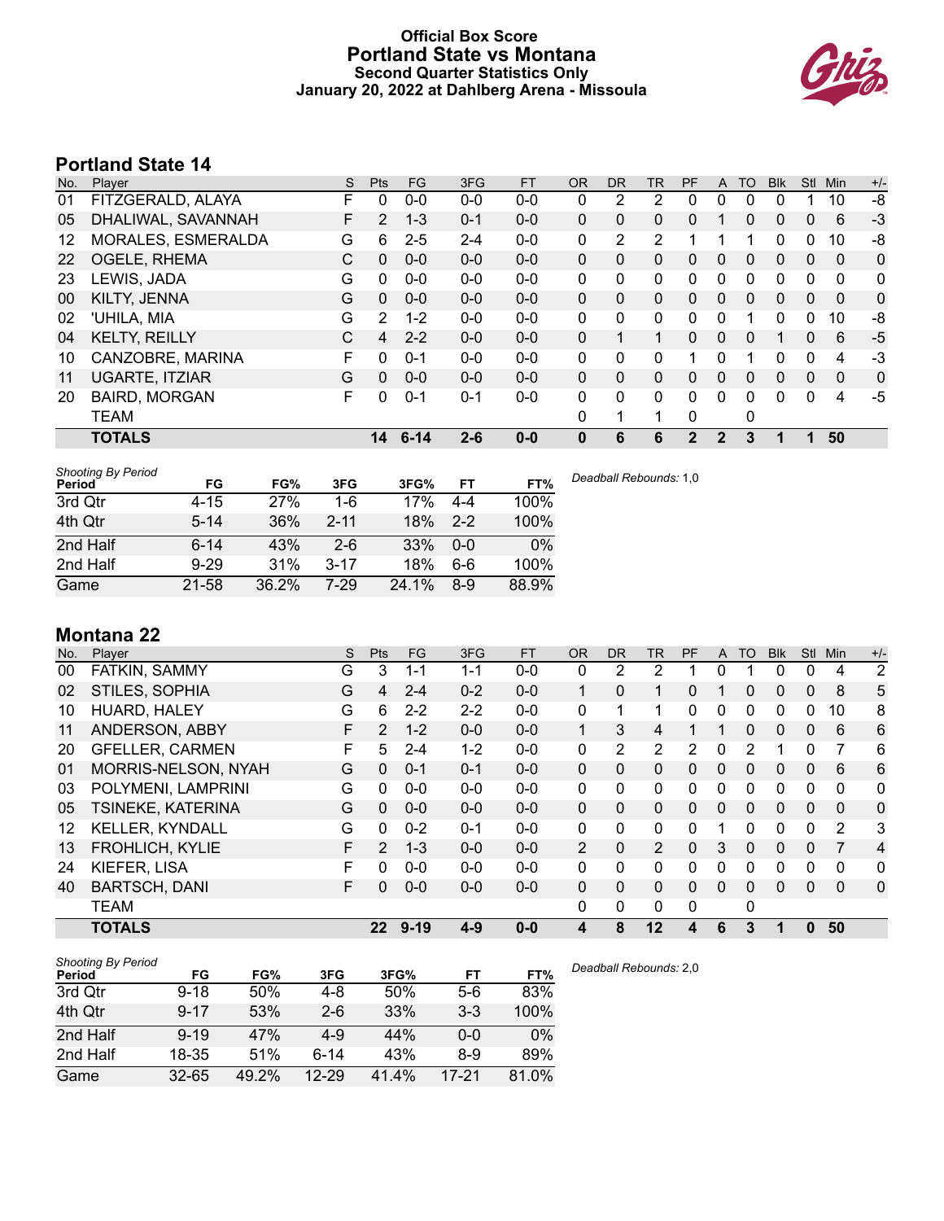# Official Box Score
## Portland State vs Montana
### Second Quarter Statistics Only
### January 20, 2022 at Dahlberg Arena - Missoula

## Portland State 14

| No. | Player | S | Pts | FG | 3FG | FT | OR | DR | TR | PF | A | TO | Blk | Stl | Min | +/- |
|---|---|---|---|---|---|---|---|---|---|---|---|---|---|---|---|---|
| 01 | FITZGERALD, ALAYA | F | 0 | 0-0 | 0-0 | 0-0 | 0 | 2 | 2 | 0 | 0 | 0 | 0 | 1 | 10 | -8 |
| 05 | DHALIWAL, SAVANNAH | F | 2 | 1-3 | 0-1 | 0-0 | 0 | 0 | 0 | 0 | 1 | 0 | 0 | 0 | 6 | -3 |
| 12 | MORALES, ESMERALDA | G | 6 | 2-5 | 2-4 | 0-0 | 0 | 2 | 2 | 1 | 1 | 1 | 0 | 0 | 10 | -8 |
| 22 | OGELE, RHEMA | C | 0 | 0-0 | 0-0 | 0-0 | 0 | 0 | 0 | 0 | 0 | 0 | 0 | 0 | 0 | 0 |
| 23 | LEWIS, JADA | G | 0 | 0-0 | 0-0 | 0-0 | 0 | 0 | 0 | 0 | 0 | 0 | 0 | 0 | 0 | 0 |
| 00 | KILTY, JENNA | G | 0 | 0-0 | 0-0 | 0-0 | 0 | 0 | 0 | 0 | 0 | 0 | 0 | 0 | 0 | 0 |
| 02 | 'UHILA, MIA | G | 2 | 1-2 | 0-0 | 0-0 | 0 | 0 | 0 | 0 | 0 | 1 | 0 | 0 | 10 | -8 |
| 04 | KELTY, REILLY | C | 4 | 2-2 | 0-0 | 0-0 | 0 | 1 | 1 | 0 | 0 | 0 | 1 | 0 | 6 | -5 |
| 10 | CANZOBRE, MARINA | F | 0 | 0-1 | 0-0 | 0-0 | 0 | 0 | 0 | 1 | 0 | 1 | 0 | 0 | 4 | -3 |
| 11 | UGARTE, ITZIAR | G | 0 | 0-0 | 0-0 | 0-0 | 0 | 0 | 0 | 0 | 0 | 0 | 0 | 0 | 0 | 0 |
| 20 | BAIRD, MORGAN | F | 0 | 0-1 | 0-1 | 0-0 | 0 | 0 | 0 | 0 | 0 | 0 | 0 | 0 | 4 | -5 |
| | TEAM | | | | | | 0 | 1 | 1 | 0 | | 0 | | | | |
| | **TOTALS** | | **14** | **6-14** | **2-6** | **0-0** | **0** | **6** | **6** | **2** | **2** | **3** | **1** | **1** | **50** | |

*Shooting By Period*

| Period | FG | FG% | 3FG | 3FG% | FT | FT% |
|---|---|---|---|---|---|---|
| 3rd Qtr | 4-15 | 27% | 1-6 | 17% | 4-4 | 100% |
| 4th Qtr | 5-14 | 36% | 2-11 | 18% | 2-2 | 100% |
| 2nd Half | 6-14 | 43% | 2-6 | 33% | 0-0 | 0% |
| 2nd Half | 9-29 | 31% | 3-17 | 18% | 6-6 | 100% |
| Game | 21-58 | 36.2% | 7-29 | 24.1% | 8-9 | 88.9% |

*Deadball Rebounds:* 1,0

## Montana 22

| No. | Player | S | Pts | FG | 3FG | FT | OR | DR | TR | PF | A | TO | Blk | Stl | Min | +/- |
|---|---|---|---|---|---|---|---|---|---|---|---|---|---|---|---|---|
| 00 | FATKIN, SAMMY | G | 3 | 1-1 | 1-1 | 0-0 | 0 | 2 | 2 | 1 | 0 | 1 | 0 | 0 | 4 | 2 |
| 02 | STILES, SOPHIA | G | 4 | 2-4 | 0-2 | 0-0 | 1 | 0 | 1 | 0 | 1 | 0 | 0 | 0 | 8 | 5 |
| 10 | HUARD, HALEY | G | 6 | 2-2 | 2-2 | 0-0 | 0 | 1 | 1 | 0 | 0 | 0 | 0 | 0 | 10 | 8 |
| 11 | ANDERSON, ABBY | F | 2 | 1-2 | 0-0 | 0-0 | 1 | 3 | 4 | 1 | 1 | 0 | 0 | 0 | 6 | 6 |
| 20 | GFELLER, CARMEN | F | 5 | 2-4 | 1-2 | 0-0 | 0 | 2 | 2 | 2 | 0 | 2 | 1 | 0 | 7 | 6 |
| 01 | MORRIS-NELSON, NYAH | G | 0 | 0-1 | 0-1 | 0-0 | 0 | 0 | 0 | 0 | 0 | 0 | 0 | 0 | 6 | 6 |
| 03 | POLYMENI, LAMPRINI | G | 0 | 0-0 | 0-0 | 0-0 | 0 | 0 | 0 | 0 | 0 | 0 | 0 | 0 | 0 | 0 |
| 05 | TSINEKE, KATERINA | G | 0 | 0-0 | 0-0 | 0-0 | 0 | 0 | 0 | 0 | 0 | 0 | 0 | 0 | 0 | 0 |
| 12 | KELLER, KYNDALL | G | 0 | 0-2 | 0-1 | 0-0 | 0 | 0 | 0 | 0 | 1 | 0 | 0 | 0 | 2 | 3 |
| 13 | FROHLICH, KYLIE | F | 2 | 1-3 | 0-0 | 0-0 | 2 | 0 | 2 | 0 | 3 | 0 | 0 | 0 | 7 | 4 |
| 24 | KIEFER, LISA | F | 0 | 0-0 | 0-0 | 0-0 | 0 | 0 | 0 | 0 | 0 | 0 | 0 | 0 | 0 | 0 |
| 40 | BARTSCH, DANI | F | 0 | 0-0 | 0-0 | 0-0 | 0 | 0 | 0 | 0 | 0 | 0 | 0 | 0 | 0 | 0 |
| | TEAM | | | | | | 0 | 0 | 0 | 0 | | 0 | | | | |
| | **TOTALS** | | **22** | **9-19** | **4-9** | **0-0** | **4** | **8** | **12** | **4** | **6** | **3** | **1** | **0** | **50** | |

*Shooting By Period*

| Period | FG | FG% | 3FG | 3FG% | FT | FT% |
|---|---|---|---|---|---|---|
| 3rd Qtr | 9-18 | 50% | 4-8 | 50% | 5-6 | 83% |
| 4th Qtr | 9-17 | 53% | 2-6 | 33% | 3-3 | 100% |
| 2nd Half | 9-19 | 47% | 4-9 | 44% | 0-0 | 0% |
| 2nd Half | 18-35 | 51% | 6-14 | 43% | 8-9 | 89% |
| Game | 32-65 | 49.2% | 12-29 | 41.4% | 17-21 | 81.0% |

*Deadball Rebounds:* 2,0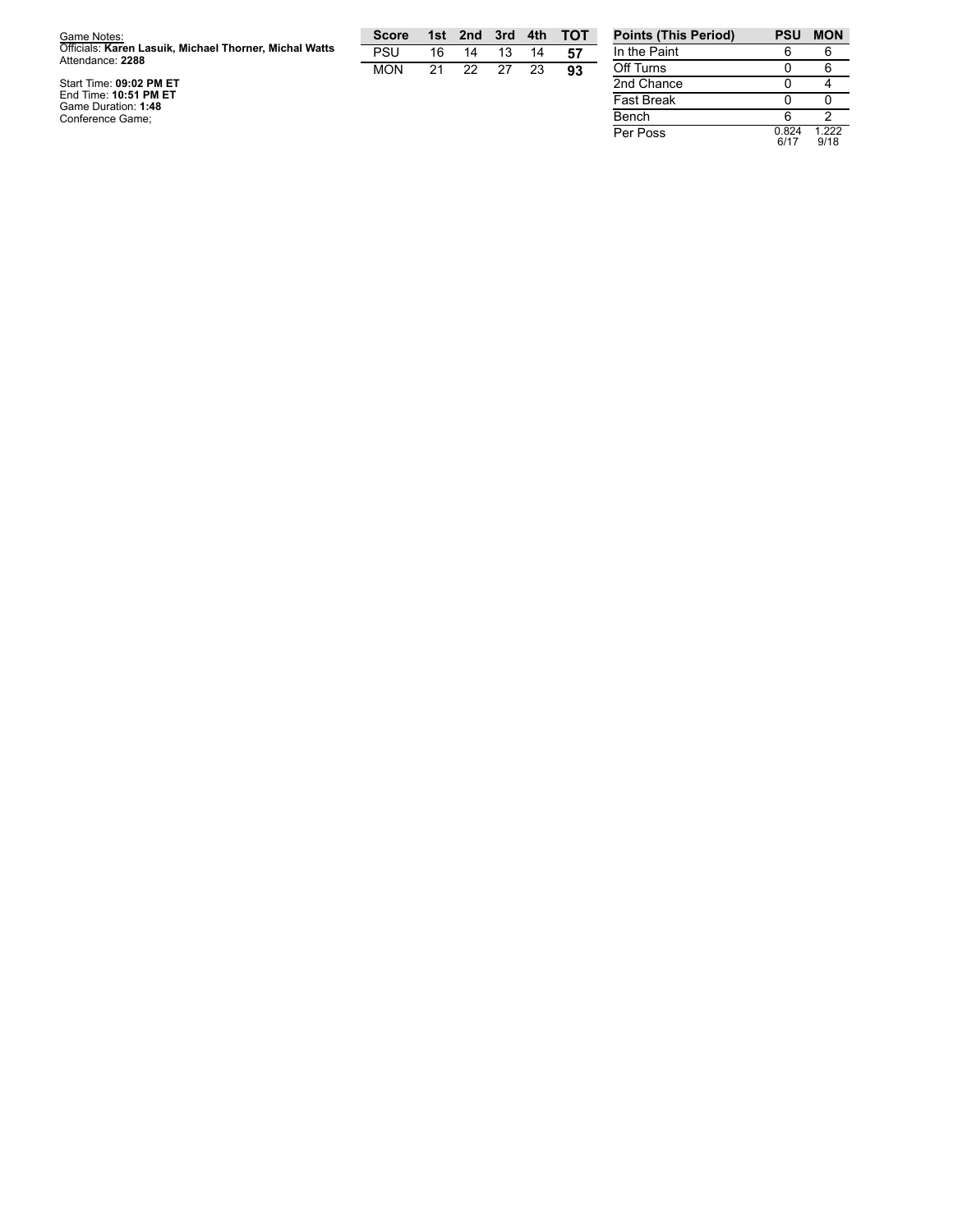Game Notes:
Officials: **Karen Lasuik, Michael Thorner, Michal Watts**
Attendance: **2288**

Start Time: **09:02 PM ET**
End Time: **10:51 PM ET**
Game Duration: **1:48**
Conference Game;

| Score | 1st | 2nd | 3rd | 4th | TOT |
|---|---|---|---|---|---|
| PSU | 16 | 14 | 13 | 14 | **57** |
| MON | 21 | 22 | 27 | 23 | **93** |

| Points (This Period) | PSU | MON |
|---|---|---|
| In the Paint | 6 | 6 |
| Off Turns | 0 | 6 |
| 2nd Chance | 0 | 4 |
| Fast Break | 0 | 0 |
| Bench | 6 | 2 |
| Per Poss | 0.824 6/17 | 1.222 9/18 |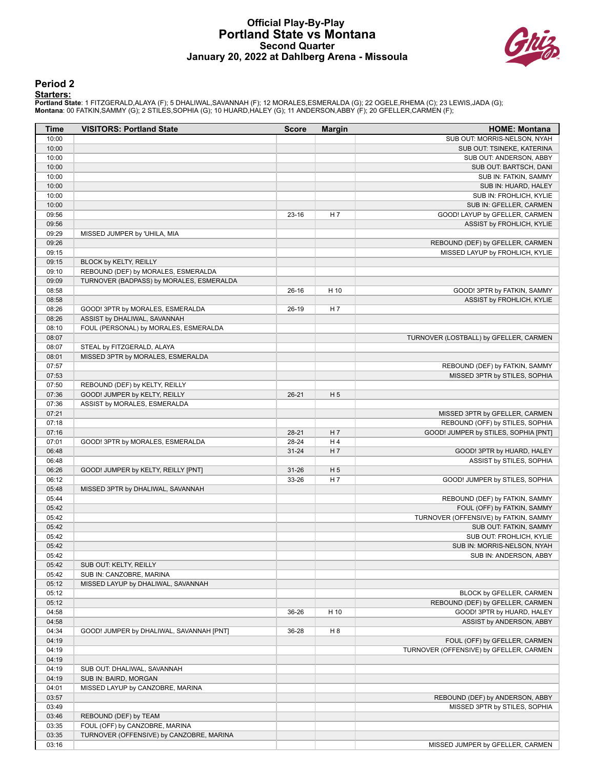# Official Play-By-Play
## Portland State vs Montana
### Second Quarter
### January 20, 2022 at Dahlberg Arena - Missoula

## Period 2

**Starters:**

**Portland State**: 1 FITZGERALD,ALAYA (F); 5 DHALIWAL,SAVANNAH (F); 12 MORALES,ESMERALDA (G); 22 OGELE,RHEMA (C); 23 LEWIS,JADA (G);
**Montana**: 00 FATKIN,SAMMY (G); 2 STILES,SOPHIA (G); 10 HUARD,HALEY (G); 11 ANDERSON,ABBY (F); 20 GFELLER,CARMEN (F);

| Time | VISITORS: Portland State | Score | Margin | HOME: Montana |
|---|---|---|---|---|
| 10:00 | | | | SUB OUT: MORRIS-NELSON, NYAH |
| 10:00 | | | | SUB OUT: TSINEKE, KATERINA |
| 10:00 | | | | SUB OUT: ANDERSON, ABBY |
| 10:00 | | | | SUB OUT: BARTSCH, DANI |
| 10:00 | | | | SUB IN: FATKIN, SAMMY |
| 10:00 | | | | SUB IN: HUARD, HALEY |
| 10:00 | | | | SUB IN: FROHLICH, KYLIE |
| 10:00 | | | | SUB IN: GFELLER, CARMEN |
| 09:56 | | 23-16 | H 7 | GOOD! LAYUP by GFELLER, CARMEN |
| 09:56 | | | | ASSIST by FROHLICH, KYLIE |
| 09:29 | MISSED JUMPER by 'UHILA, MIA | | | |
| 09:26 | | | | REBOUND (DEF) by GFELLER, CARMEN |
| 09:15 | | | | MISSED LAYUP by FROHLICH, KYLIE |
| 09:15 | BLOCK by KELTY, REILLY | | | |
| 09:10 | REBOUND (DEF) by MORALES, ESMERALDA | | | |
| 09:09 | TURNOVER (BADPASS) by MORALES, ESMERALDA | | | |
| 08:58 | | 26-16 | H 10 | GOOD! 3PTR by FATKIN, SAMMY |
| 08:58 | | | | ASSIST by FROHLICH, KYLIE |
| 08:26 | GOOD! 3PTR by MORALES, ESMERALDA | 26-19 | H 7 | |
| 08:26 | ASSIST by DHALIWAL, SAVANNAH | | | |
| 08:10 | FOUL (PERSONAL) by MORALES, ESMERALDA | | | |
| 08:07 | | | | TURNOVER (LOSTBALL) by GFELLER, CARMEN |
| 08:07 | STEAL by FITZGERALD, ALAYA | | | |
| 08:01 | MISSED 3PTR by MORALES, ESMERALDA | | | |
| 07:57 | | | | REBOUND (DEF) by FATKIN, SAMMY |
| 07:53 | | | | MISSED 3PTR by STILES, SOPHIA |
| 07:50 | REBOUND (DEF) by KELTY, REILLY | | | |
| 07:36 | GOOD! JUMPER by KELTY, REILLY | 26-21 | H 5 | |
| 07:36 | ASSIST by MORALES, ESMERALDA | | | |
| 07:21 | | | | MISSED 3PTR by GFELLER, CARMEN |
| 07:18 | | | | REBOUND (OFF) by STILES, SOPHIA |
| 07:16 | | 28-21 | H 7 | GOOD! JUMPER by STILES, SOPHIA [PNT] |
| 07:01 | GOOD! 3PTR by MORALES, ESMERALDA | 28-24 | H 4 | |
| 06:48 | | 31-24 | H 7 | GOOD! 3PTR by HUARD, HALEY |
| 06:48 | | | | ASSIST by STILES, SOPHIA |
| 06:26 | GOOD! JUMPER by KELTY, REILLY [PNT] | 31-26 | H 5 | |
| 06:12 | | 33-26 | H 7 | GOOD! JUMPER by STILES, SOPHIA |
| 05:48 | MISSED 3PTR by DHALIWAL, SAVANNAH | | | |
| 05:44 | | | | REBOUND (DEF) by FATKIN, SAMMY |
| 05:42 | | | | FOUL (OFF) by FATKIN, SAMMY |
| 05:42 | | | | TURNOVER (OFFENSIVE) by FATKIN, SAMMY |
| 05:42 | | | | SUB OUT: FATKIN, SAMMY |
| 05:42 | | | | SUB OUT: FROHLICH, KYLIE |
| 05:42 | | | | SUB IN: MORRIS-NELSON, NYAH |
| 05:42 | | | | SUB IN: ANDERSON, ABBY |
| 05:42 | SUB OUT: KELTY, REILLY | | | |
| 05:42 | SUB IN: CANZOBRE, MARINA | | | |
| 05:12 | MISSED LAYUP by DHALIWAL, SAVANNAH | | | |
| 05:12 | | | | BLOCK by GFELLER, CARMEN |
| 05:12 | | | | REBOUND (DEF) by GFELLER, CARMEN |
| 04:58 | | 36-26 | H 10 | GOOD! 3PTR by HUARD, HALEY |
| 04:58 | | | | ASSIST by ANDERSON, ABBY |
| 04:34 | GOOD! JUMPER by DHALIWAL, SAVANNAH [PNT] | 36-28 | H 8 | |
| 04:19 | | | | FOUL (OFF) by GFELLER, CARMEN |
| 04:19 | | | | TURNOVER (OFFENSIVE) by GFELLER, CARMEN |
| 04:19 | | | | |
| 04:19 | SUB OUT: DHALIWAL, SAVANNAH | | | |
| 04:19 | SUB IN: BAIRD, MORGAN | | | |
| 04:01 | MISSED LAYUP by CANZOBRE, MARINA | | | |
| 03:57 | | | | REBOUND (DEF) by ANDERSON, ABBY |
| 03:49 | | | | MISSED 3PTR by STILES, SOPHIA |
| 03:46 | REBOUND (DEF) by TEAM | | | |
| 03:35 | FOUL (OFF) by CANZOBRE, MARINA | | | |
| 03:35 | TURNOVER (OFFENSIVE) by CANZOBRE, MARINA | | | |
| 03:16 | | | | MISSED JUMPER by GFELLER, CARMEN |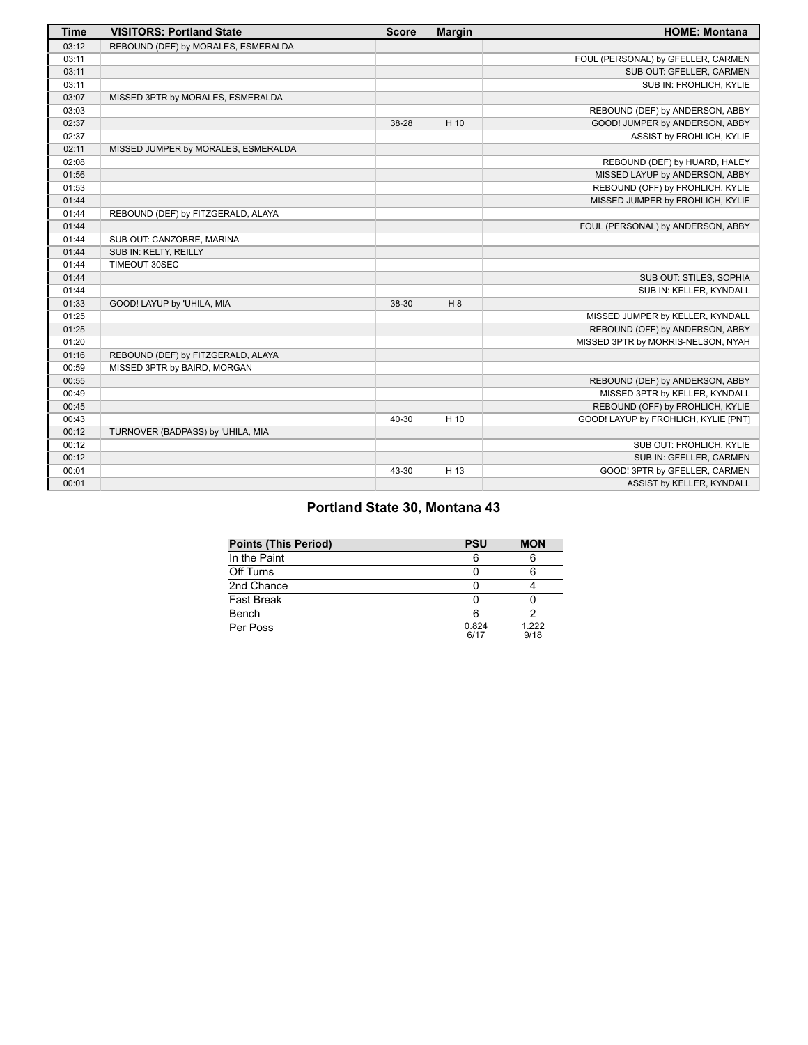| Time | VISITORS: Portland State | Score | Margin | HOME: Montana |
| --- | --- | --- | --- | --- |
| 03:12 | REBOUND (DEF) by MORALES, ESMERALDA | | | |
| 03:11 | | | | FOUL (PERSONAL) by GFELLER, CARMEN |
| 03:11 | | | | SUB OUT: GFELLER, CARMEN |
| 03:11 | | | | SUB IN: FROHLICH, KYLIE |
| 03:07 | MISSED 3PTR by MORALES, ESMERALDA | | | |
| 03:03 | | | | REBOUND (DEF) by ANDERSON, ABBY |
| 02:37 | | 38-28 | H 10 | GOOD! JUMPER by ANDERSON, ABBY |
| 02:37 | | | | ASSIST by FROHLICH, KYLIE |
| 02:11 | MISSED JUMPER by MORALES, ESMERALDA | | | |
| 02:08 | | | | REBOUND (DEF) by HUARD, HALEY |
| 01:56 | | | | MISSED LAYUP by ANDERSON, ABBY |
| 01:53 | | | | REBOUND (OFF) by FROHLICH, KYLIE |
| 01:44 | | | | MISSED JUMPER by FROHLICH, KYLIE |
| 01:44 | REBOUND (DEF) by FITZGERALD, ALAYA | | | |
| 01:44 | | | | FOUL (PERSONAL) by ANDERSON, ABBY |
| 01:44 | SUB OUT: CANZOBRE, MARINA | | | |
| 01:44 | SUB IN: KELTY, REILLY | | | |
| 01:44 | TIMEOUT 30SEC | | | |
| 01:44 | | | | SUB OUT: STILES, SOPHIA |
| 01:44 | | | | SUB IN: KELLER, KYNDALL |
| 01:33 | GOOD! LAYUP by 'UHILA, MIA | 38-30 | H 8 | |
| 01:25 | | | | MISSED JUMPER by KELLER, KYNDALL |
| 01:25 | | | | REBOUND (OFF) by ANDERSON, ABBY |
| 01:20 | | | | MISSED 3PTR by MORRIS-NELSON, NYAH |
| 01:16 | REBOUND (DEF) by FITZGERALD, ALAYA | | | |
| 00:59 | MISSED 3PTR by BAIRD, MORGAN | | | |
| 00:55 | | | | REBOUND (DEF) by ANDERSON, ABBY |
| 00:49 | | | | MISSED 3PTR by KELLER, KYNDALL |
| 00:45 | | | | REBOUND (OFF) by FROHLICH, KYLIE |
| 00:43 | | 40-30 | H 10 | GOOD! LAYUP by FROHLICH, KYLIE [PNT] |
| 00:12 | TURNOVER (BADPASS) by 'UHILA, MIA | | | |
| 00:12 | | | | SUB OUT: FROHLICH, KYLIE |
| 00:12 | | | | SUB IN: GFELLER, CARMEN |
| 00:01 | | 43-30 | H 13 | GOOD! 3PTR by GFELLER, CARMEN |
| 00:01 | | | | ASSIST by KELLER, KYNDALL |

## Portland State 30, Montana 43

| Points (This Period) | PSU | MON |
| --- | --- | --- |
| In the Paint | 6 | 6 |
| Off Turns | 0 | 6 |
| 2nd Chance | 0 | 4 |
| Fast Break | 0 | 0 |
| Bench | 6 | 2 |
| Per Poss | 0.824 6/17 | 1.222 9/18 |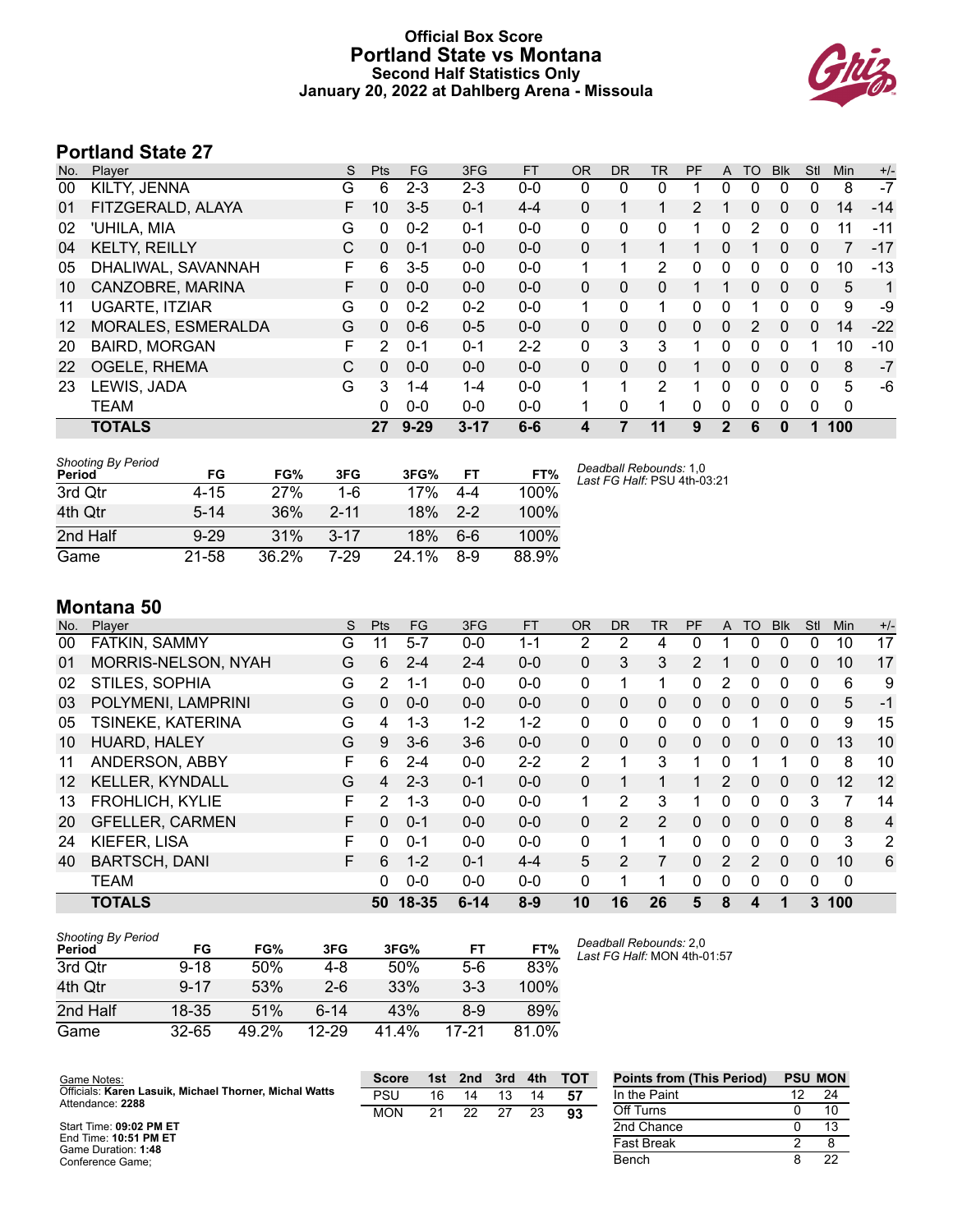# Official Box Score
## Portland State vs Montana
### Second Half Statistics Only
### January 20, 2022 at Dahlberg Arena - Missoula

## Portland State 27

| No. | Player | S | Pts | FG | 3FG | FT | OR | DR | TR | PF | A | TO | Blk | Stl | Min | +/- |
|---|---|---|---|---|---|---|---|---|---|---|---|---|---|---|---|---|
| 00 | KILTY, JENNA | G | 6 | 2-3 | 2-3 | 0-0 | 0 | 0 | 0 | 1 | 0 | 0 | 0 | 0 | 8 | -7 |
| 01 | FITZGERALD, ALAYA | F | 10 | 3-5 | 0-1 | 4-4 | 0 | 1 | 1 | 2 | 1 | 0 | 0 | 0 | 14 | -14 |
| 02 | 'UHILA, MIA | G | 0 | 0-2 | 0-1 | 0-0 | 0 | 0 | 0 | 1 | 0 | 2 | 0 | 0 | 11 | -11 |
| 04 | KELTY, REILLY | C | 0 | 0-1 | 0-0 | 0-0 | 0 | 1 | 1 | 1 | 0 | 1 | 0 | 0 | 7 | -17 |
| 05 | DHALIWAL, SAVANNAH | F | 6 | 3-5 | 0-0 | 0-0 | 1 | 1 | 2 | 0 | 0 | 0 | 0 | 0 | 10 | -13 |
| 10 | CANZOBRE, MARINA | F | 0 | 0-0 | 0-0 | 0-0 | 0 | 0 | 0 | 1 | 1 | 0 | 0 | 0 | 5 | 1 |
| 11 | UGARTE, ITZIAR | G | 0 | 0-2 | 0-2 | 0-0 | 1 | 0 | 1 | 0 | 0 | 1 | 0 | 0 | 9 | -9 |
| 12 | MORALES, ESMERALDA | G | 0 | 0-6 | 0-5 | 0-0 | 0 | 0 | 0 | 0 | 0 | 2 | 0 | 0 | 14 | -22 |
| 20 | BAIRD, MORGAN | F | 2 | 0-1 | 0-1 | 2-2 | 0 | 3 | 3 | 1 | 0 | 0 | 0 | 1 | 10 | -10 |
| 22 | OGELE, RHEMA | C | 0 | 0-0 | 0-0 | 0-0 | 0 | 0 | 0 | 1 | 0 | 0 | 0 | 0 | 8 | -7 |
| 23 | LEWIS, JADA | G | 3 | 1-4 | 1-4 | 0-0 | 1 | 1 | 2 | 1 | 0 | 0 | 0 | 0 | 5 | -6 |
| | TEAM | | 0 | 0-0 | 0-0 | 0-0 | 1 | 0 | 1 | 0 | 0 | 0 | 0 | 0 | 0 | |
| | **TOTALS** | | **27** | **9-29** | **3-17** | **6-6** | **4** | **7** | **11** | **9** | **2** | **6** | **0** | **1** | **100** | |

| Shooting By Period Period | FG | FG% | 3FG | 3FG% | FT | FT% |
|---|---|---|---|---|---|---|
| 3rd Qtr | 4-15 | 27% | 1-6 | 17% | 4-4 | 100% |
| 4th Qtr | 5-14 | 36% | 2-11 | 18% | 2-2 | 100% |
| 2nd Half | 9-29 | 31% | 3-17 | 18% | 6-6 | 100% |
| Game | 21-58 | 36.2% | 7-29 | 24.1% | 8-9 | 88.9% |

*Deadball Rebounds:* 1,0
*Last FG Half:* PSU 4th-03:21

## Montana 50

| No. | Player | S | Pts | FG | 3FG | FT | OR | DR | TR | PF | A | TO | Blk | Stl | Min | +/- |
|---|---|---|---|---|---|---|---|---|---|---|---|---|---|---|---|---|
| 00 | FATKIN, SAMMY | G | 11 | 5-7 | 0-0 | 1-1 | 2 | 2 | 4 | 0 | 1 | 0 | 0 | 0 | 10 | 17 |
| 01 | MORRIS-NELSON, NYAH | G | 6 | 2-4 | 2-4 | 0-0 | 0 | 3 | 3 | 2 | 1 | 0 | 0 | 0 | 10 | 17 |
| 02 | STILES, SOPHIA | G | 2 | 1-1 | 0-0 | 0-0 | 0 | 1 | 1 | 0 | 2 | 0 | 0 | 0 | 6 | 9 |
| 03 | POLYMENI, LAMPRINI | G | 0 | 0-0 | 0-0 | 0-0 | 0 | 0 | 0 | 0 | 0 | 0 | 0 | 0 | 5 | -1 |
| 05 | TSINEKE, KATERINA | G | 4 | 1-3 | 1-2 | 1-2 | 0 | 0 | 0 | 0 | 0 | 1 | 0 | 0 | 9 | 15 |
| 10 | HUARD, HALEY | G | 9 | 3-6 | 3-6 | 0-0 | 0 | 0 | 0 | 0 | 0 | 0 | 0 | 0 | 13 | 10 |
| 11 | ANDERSON, ABBY | F | 6 | 2-4 | 0-0 | 2-2 | 2 | 1 | 3 | 1 | 0 | 1 | 1 | 0 | 8 | 10 |
| 12 | KELLER, KYNDALL | G | 4 | 2-3 | 0-1 | 0-0 | 0 | 1 | 1 | 1 | 2 | 0 | 0 | 0 | 12 | 12 |
| 13 | FROHLICH, KYLIE | F | 2 | 1-3 | 0-0 | 0-0 | 1 | 2 | 3 | 1 | 0 | 0 | 0 | 3 | 7 | 14 |
| 20 | GFELLER, CARMEN | F | 0 | 0-1 | 0-0 | 0-0 | 0 | 2 | 2 | 0 | 0 | 0 | 0 | 0 | 8 | 4 |
| 24 | KIEFER, LISA | F | 0 | 0-1 | 0-0 | 0-0 | 0 | 1 | 1 | 0 | 0 | 0 | 0 | 0 | 3 | 2 |
| 40 | BARTSCH, DANI | F | 6 | 1-2 | 0-1 | 4-4 | 5 | 2 | 7 | 0 | 2 | 2 | 0 | 0 | 10 | 6 |
| | TEAM | | 0 | 0-0 | 0-0 | 0-0 | 0 | 1 | 1 | 0 | 0 | 0 | 0 | 0 | 0 | |
| | **TOTALS** | | **50** | **18-35** | **6-14** | **8-9** | **10** | **16** | **26** | **5** | **8** | **4** | **1** | **3** | **100** | |

| Shooting By Period Period | FG | FG% | 3FG | 3FG% | FT | FT% |
|---|---|---|---|---|---|---|
| 3rd Qtr | 9-18 | 50% | 4-8 | 50% | 5-6 | 83% |
| 4th Qtr | 9-17 | 53% | 2-6 | 33% | 3-3 | 100% |
| 2nd Half | 18-35 | 51% | 6-14 | 43% | 8-9 | 89% |
| Game | 32-65 | 49.2% | 12-29 | 41.4% | 17-21 | 81.0% |

*Deadball Rebounds:* 2,0
*Last FG Half:* MON 4th-01:57

Game Notes:
Officials: **Karen Lasuik, Michael Thorner, Michal Watts**
Attendance: **2288**

Start Time: **09:02 PM ET**
End Time: **10:51 PM ET**
Game Duration: **1:48**
Conference Game;

| Score | 1st | 2nd | 3rd | 4th | TOT |
|---|---|---|---|---|---|
| PSU | 16 | 14 | 13 | 14 | **57** |
| MON | 21 | 22 | 27 | 23 | **93** |

| Points from (This Period) | PSU | MON |
|---|---|---|
| In the Paint | 12 | 24 |
| Off Turns | 0 | 10 |
| 2nd Chance | 0 | 13 |
| Fast Break | 2 | 8 |
| Bench | 8 | 22 |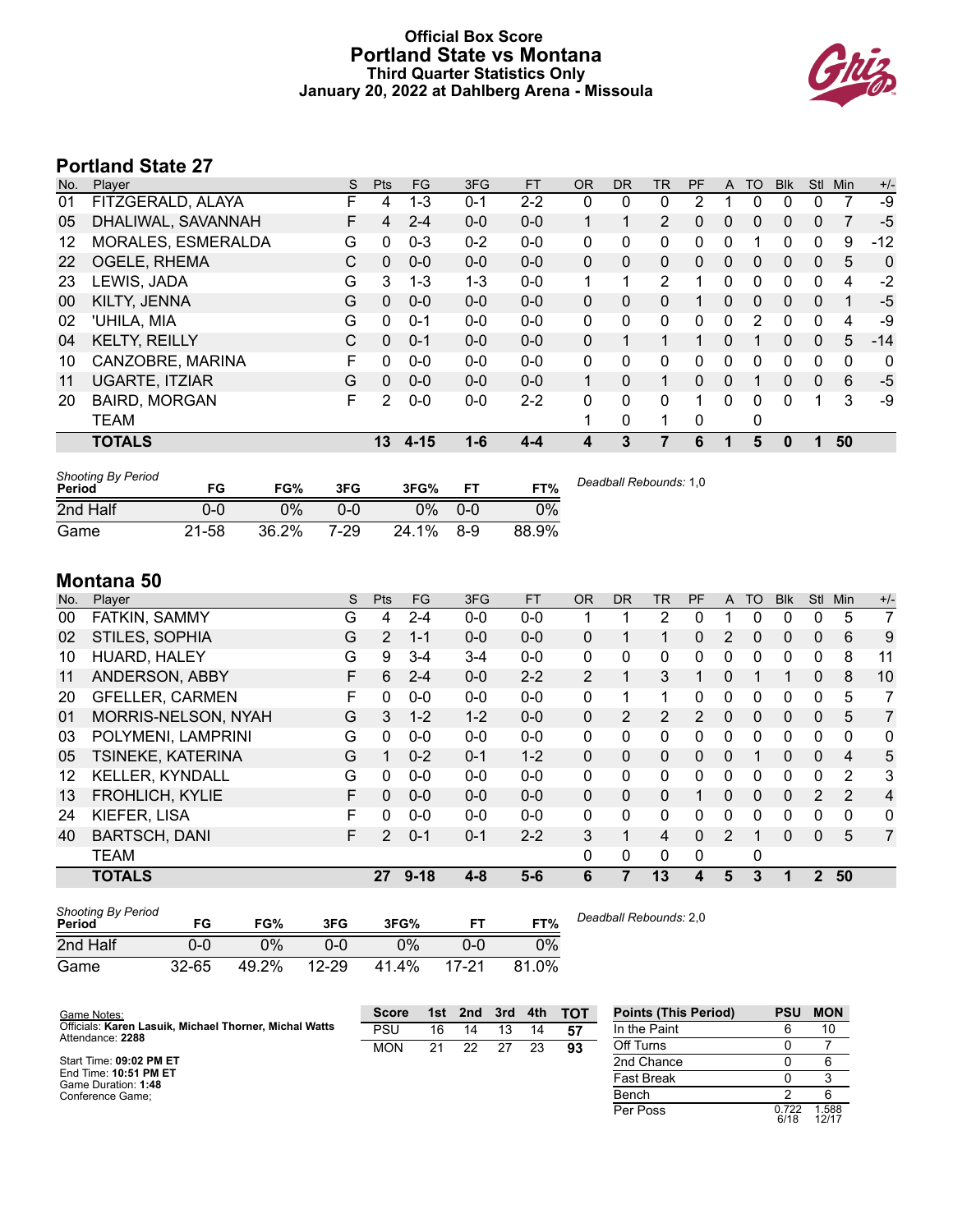# Official Box Score
## Portland State vs Montana
### Third Quarter Statistics Only
### January 20, 2022 at Dahlberg Arena - Missoula

## Portland State 27

| No. | Player | S | Pts | FG | 3FG | FT | OR | DR | TR | PF | A | TO | Blk | Stl | Min | +/- |
|---|---|---|---|---|---|---|---|---|---|---|---|---|---|---|---|---|
| 01 | FITZGERALD, ALAYA | F | 4 | 1-3 | 0-1 | 2-2 | 0 | 0 | 0 | 2 | 1 | 0 | 0 | 0 | 7 | -9 |
| 05 | DHALIWAL, SAVANNAH | F | 4 | 2-4 | 0-0 | 0-0 | 1 | 1 | 2 | 0 | 0 | 0 | 0 | 0 | 7 | -5 |
| 12 | MORALES, ESMERALDA | G | 0 | 0-3 | 0-2 | 0-0 | 0 | 0 | 0 | 0 | 0 | 1 | 0 | 0 | 9 | -12 |
| 22 | OGELE, RHEMA | C | 0 | 0-0 | 0-0 | 0-0 | 0 | 0 | 0 | 0 | 0 | 0 | 0 | 0 | 5 | 0 |
| 23 | LEWIS, JADA | G | 3 | 1-3 | 1-3 | 0-0 | 1 | 1 | 2 | 1 | 0 | 0 | 0 | 0 | 4 | -2 |
| 00 | KILTY, JENNA | G | 0 | 0-0 | 0-0 | 0-0 | 0 | 0 | 0 | 1 | 0 | 0 | 0 | 0 | 1 | -5 |
| 02 | 'UHILA, MIA | G | 0 | 0-1 | 0-0 | 0-0 | 0 | 0 | 0 | 0 | 0 | 2 | 0 | 0 | 4 | -9 |
| 04 | KELTY, REILLY | C | 0 | 0-1 | 0-0 | 0-0 | 0 | 1 | 1 | 1 | 0 | 1 | 0 | 0 | 5 | -14 |
| 10 | CANZOBRE, MARINA | F | 0 | 0-0 | 0-0 | 0-0 | 0 | 0 | 0 | 0 | 0 | 0 | 0 | 0 | 0 | 0 |
| 11 | UGARTE, ITZIAR | G | 0 | 0-0 | 0-0 | 0-0 | 1 | 0 | 1 | 0 | 0 | 1 | 0 | 0 | 6 | -5 |
| 20 | BAIRD, MORGAN | F | 2 | 0-0 | 0-0 | 2-2 | 0 | 0 | 0 | 1 | 0 | 0 | 0 | 1 | 3 | -9 |
| | TEAM | | | | | | 1 | 0 | 1 | 0 | | 0 | | | | |
| | **TOTALS** | | **13** | **4-15** | **1-6** | **4-4** | **4** | **3** | **7** | **6** | **1** | **5** | **0** | **1** | **50** | |

| Shooting By Period Period | FG | FG% | 3FG | 3FG% | FT | FT% |
|---|---|---|---|---|---|---|
| 2nd Half | 0-0 | 0% | 0-0 | 0% | 0-0 | 0% |
| Game | 21-58 | 36.2% | 7-29 | 24.1% | 8-9 | 88.9% |

*Deadball Rebounds:* 1,0

## Montana 50

| No. | Player | S | Pts | FG | 3FG | FT | OR | DR | TR | PF | A | TO | Blk | Stl | Min | +/- |
|---|---|---|---|---|---|---|---|---|---|---|---|---|---|---|---|---|
| 00 | FATKIN, SAMMY | G | 4 | 2-4 | 0-0 | 0-0 | 1 | 1 | 2 | 0 | 1 | 0 | 0 | 0 | 5 | 7 |
| 02 | STILES, SOPHIA | G | 2 | 1-1 | 0-0 | 0-0 | 0 | 1 | 1 | 0 | 2 | 0 | 0 | 0 | 6 | 9 |
| 10 | HUARD, HALEY | G | 9 | 3-4 | 3-4 | 0-0 | 0 | 0 | 0 | 0 | 0 | 0 | 0 | 0 | 8 | 11 |
| 11 | ANDERSON, ABBY | F | 6 | 2-4 | 0-0 | 2-2 | 2 | 1 | 3 | 1 | 0 | 1 | 1 | 0 | 8 | 10 |
| 20 | GFELLER, CARMEN | F | 0 | 0-0 | 0-0 | 0-0 | 0 | 1 | 1 | 0 | 0 | 0 | 0 | 0 | 5 | 7 |
| 01 | MORRIS-NELSON, NYAH | G | 3 | 1-2 | 1-2 | 0-0 | 0 | 2 | 2 | 2 | 0 | 0 | 0 | 0 | 5 | 7 |
| 03 | POLYMENI, LAMPRINI | G | 0 | 0-0 | 0-0 | 0-0 | 0 | 0 | 0 | 0 | 0 | 0 | 0 | 0 | 0 | 0 |
| 05 | TSINEKE, KATERINA | G | 1 | 0-2 | 0-1 | 1-2 | 0 | 0 | 0 | 0 | 0 | 1 | 0 | 0 | 4 | 5 |
| 12 | KELLER, KYNDALL | G | 0 | 0-0 | 0-0 | 0-0 | 0 | 0 | 0 | 0 | 0 | 0 | 0 | 0 | 2 | 3 |
| 13 | FROHLICH, KYLIE | F | 0 | 0-0 | 0-0 | 0-0 | 0 | 0 | 0 | 1 | 0 | 0 | 0 | 2 | 2 | 4 |
| 24 | KIEFER, LISA | F | 0 | 0-0 | 0-0 | 0-0 | 0 | 0 | 0 | 0 | 0 | 0 | 0 | 0 | 0 | 0 |
| 40 | BARTSCH, DANI | F | 2 | 0-1 | 0-1 | 2-2 | 3 | 1 | 4 | 0 | 2 | 1 | 0 | 0 | 5 | 7 |
| | TEAM | | | | | | 0 | 0 | 0 | 0 | | 0 | | | | |
| | **TOTALS** | | **27** | **9-18** | **4-8** | **5-6** | **6** | **7** | **13** | **4** | **5** | **3** | **1** | **2** | **50** | |

| Shooting By Period Period | FG | FG% | 3FG | 3FG% | FT | FT% |
|---|---|---|---|---|---|---|
| 2nd Half | 0-0 | 0% | 0-0 | 0% | 0-0 | 0% |
| Game | 32-65 | 49.2% | 12-29 | 41.4% | 17-21 | 81.0% |

*Deadball Rebounds:* 2,0

Game Notes:
Officials: **Karen Lasuik, Michael Thorner, Michal Watts**
Attendance: **2288**

Start Time: **09:02 PM ET**
End Time: **10:51 PM ET**
Game Duration: **1:48**
Conference Game;

| Score | 1st | 2nd | 3rd | 4th | TOT |
|---|---|---|---|---|---|
| PSU | 16 | 14 | 13 | 14 | **57** |
| MON | 21 | 22 | 27 | 23 | **93** |

| Points (This Period) | PSU | MON |
|---|---|---|
| In the Paint | 6 | 10 |
| Off Turns | 0 | 7 |
| 2nd Chance | 0 | 6 |
| Fast Break | 0 | 3 |
| Bench | 2 | 6 |
| Per Poss | 0.722 6/18 | 1.588 12/17 |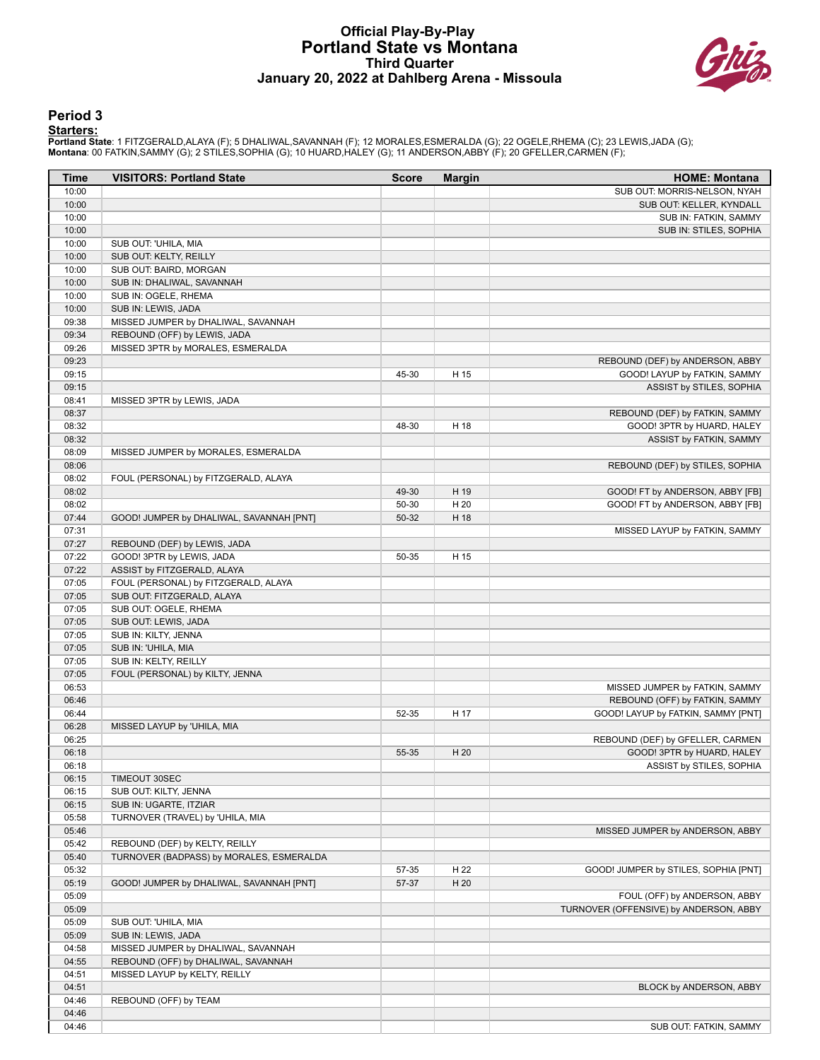# Official Play-By-Play
## Portland State vs Montana
### Third Quarter
### January 20, 2022 at Dahlberg Arena - Missoula

## Period 3

**Starters:**

**Portland State**: 1 FITZGERALD,ALAYA (F); 5 DHALIWAL,SAVANNAH (F); 12 MORALES,ESMERALDA (G); 22 OGELE,RHEMA (C); 23 LEWIS,JADA (G);
**Montana**: 00 FATKIN,SAMMY (G); 2 STILES,SOPHIA (G); 10 HUARD,HALEY (G); 11 ANDERSON,ABBY (F); 20 GFELLER,CARMEN (F);

| Time | VISITORS: Portland State | Score | Margin | HOME: Montana |
|---|---|---|---|---|
| 10:00 | | | | SUB OUT: MORRIS-NELSON, NYAH |
| 10:00 | | | | SUB OUT: KELLER, KYNDALL |
| 10:00 | | | | SUB IN: FATKIN, SAMMY |
| 10:00 | | | | SUB IN: STILES, SOPHIA |
| 10:00 | SUB OUT: 'UHILA, MIA | | | |
| 10:00 | SUB OUT: KELTY, REILLY | | | |
| 10:00 | SUB OUT: BAIRD, MORGAN | | | |
| 10:00 | SUB IN: DHALIWAL, SAVANNAH | | | |
| 10:00 | SUB IN: OGELE, RHEMA | | | |
| 10:00 | SUB IN: LEWIS, JADA | | | |
| 09:38 | MISSED JUMPER by DHALIWAL, SAVANNAH | | | |
| 09:34 | REBOUND (OFF) by LEWIS, JADA | | | |
| 09:26 | MISSED 3PTR by MORALES, ESMERALDA | | | |
| 09:23 | | | | REBOUND (DEF) by ANDERSON, ABBY |
| 09:15 | | 45-30 | H 15 | GOOD! LAYUP by FATKIN, SAMMY |
| 09:15 | | | | ASSIST by STILES, SOPHIA |
| 08:41 | MISSED 3PTR by LEWIS, JADA | | | |
| 08:37 | | | | REBOUND (DEF) by FATKIN, SAMMY |
| 08:32 | | 48-30 | H 18 | GOOD! 3PTR by HUARD, HALEY |
| 08:32 | | | | ASSIST by FATKIN, SAMMY |
| 08:09 | MISSED JUMPER by MORALES, ESMERALDA | | | |
| 08:06 | | | | REBOUND (DEF) by STILES, SOPHIA |
| 08:02 | FOUL (PERSONAL) by FITZGERALD, ALAYA | | | |
| 08:02 | | 49-30 | H 19 | GOOD! FT by ANDERSON, ABBY [FB] |
| 08:02 | | 50-30 | H 20 | GOOD! FT by ANDERSON, ABBY [FB] |
| 07:44 | GOOD! JUMPER by DHALIWAL, SAVANNAH [PNT] | 50-32 | H 18 | |
| 07:31 | | | | MISSED LAYUP by FATKIN, SAMMY |
| 07:27 | REBOUND (DEF) by LEWIS, JADA | | | |
| 07:22 | GOOD! 3PTR by LEWIS, JADA | 50-35 | H 15 | |
| 07:22 | ASSIST by FITZGERALD, ALAYA | | | |
| 07:05 | FOUL (PERSONAL) by FITZGERALD, ALAYA | | | |
| 07:05 | SUB OUT: FITZGERALD, ALAYA | | | |
| 07:05 | SUB OUT: OGELE, RHEMA | | | |
| 07:05 | SUB OUT: LEWIS, JADA | | | |
| 07:05 | SUB IN: KILTY, JENNA | | | |
| 07:05 | SUB IN: 'UHILA, MIA | | | |
| 07:05 | SUB IN: KELTY, REILLY | | | |
| 07:05 | FOUL (PERSONAL) by KILTY, JENNA | | | |
| 06:53 | | | | MISSED JUMPER by FATKIN, SAMMY |
| 06:46 | | | | REBOUND (OFF) by FATKIN, SAMMY |
| 06:44 | | 52-35 | H 17 | GOOD! LAYUP by FATKIN, SAMMY [PNT] |
| 06:28 | MISSED LAYUP by 'UHILA, MIA | | | |
| 06:25 | | | | REBOUND (DEF) by GFELLER, CARMEN |
| 06:18 | | 55-35 | H 20 | GOOD! 3PTR by HUARD, HALEY |
| 06:18 | | | | ASSIST by STILES, SOPHIA |
| 06:15 | TIMEOUT 30SEC | | | |
| 06:15 | SUB OUT: KILTY, JENNA | | | |
| 06:15 | SUB IN: UGARTE, ITZIAR | | | |
| 05:58 | TURNOVER (TRAVEL) by 'UHILA, MIA | | | |
| 05:46 | | | | MISSED JUMPER by ANDERSON, ABBY |
| 05:42 | REBOUND (DEF) by KELTY, REILLY | | | |
| 05:40 | TURNOVER (BADPASS) by MORALES, ESMERALDA | | | |
| 05:32 | | 57-35 | H 22 | GOOD! JUMPER by STILES, SOPHIA [PNT] |
| 05:19 | GOOD! JUMPER by DHALIWAL, SAVANNAH [PNT] | 57-37 | H 20 | |
| 05:09 | | | | FOUL (OFF) by ANDERSON, ABBY |
| 05:09 | | | | TURNOVER (OFFENSIVE) by ANDERSON, ABBY |
| 05:09 | SUB OUT: 'UHILA, MIA | | | |
| 05:09 | SUB IN: LEWIS, JADA | | | |
| 04:58 | MISSED JUMPER by DHALIWAL, SAVANNAH | | | |
| 04:55 | REBOUND (OFF) by DHALIWAL, SAVANNAH | | | |
| 04:51 | MISSED LAYUP by KELTY, REILLY | | | |
| 04:51 | | | | BLOCK by ANDERSON, ABBY |
| 04:46 | REBOUND (OFF) by TEAM | | | |
| 04:46 | | | | |
| 04:46 | | | | SUB OUT: FATKIN, SAMMY |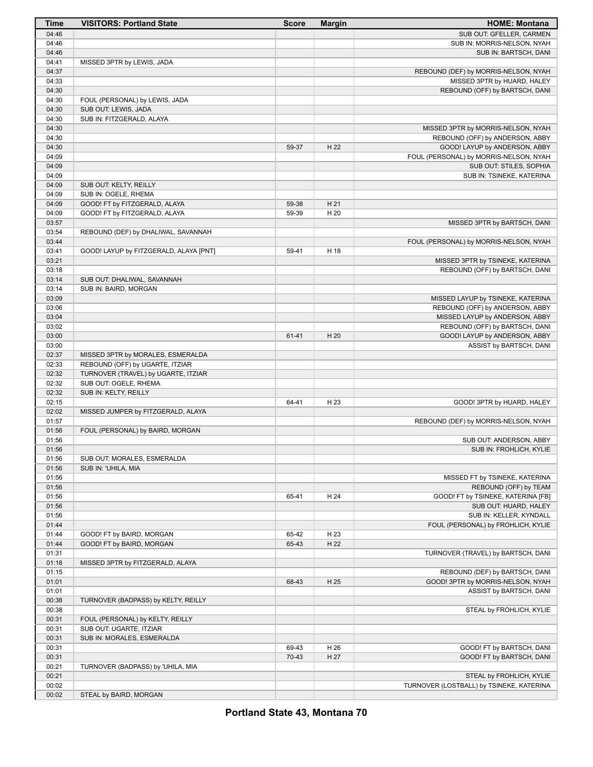| Time | VISITORS: Portland State | Score | Margin | HOME: Montana |
|---|---|---|---|---|
| 04:46 | | | | SUB OUT: GFELLER, CARMEN |
| 04:46 | | | | SUB IN: MORRIS-NELSON, NYAH |
| 04:46 | | | | SUB IN: BARTSCH, DANI |
| 04:41 | MISSED 3PTR by LEWIS, JADA | | | |
| 04:37 | | | | REBOUND (DEF) by MORRIS-NELSON, NYAH |
| 04:33 | | | | MISSED 3PTR by HUARD, HALEY |
| 04:30 | | | | REBOUND (OFF) by BARTSCH, DANI |
| 04:30 | FOUL (PERSONAL) by LEWIS, JADA | | | |
| 04:30 | SUB OUT: LEWIS, JADA | | | |
| 04:30 | SUB IN: FITZGERALD, ALAYA | | | |
| 04:30 | | | | MISSED 3PTR by MORRIS-NELSON, NYAH |
| 04:30 | | | | REBOUND (OFF) by ANDERSON, ABBY |
| 04:30 | | 59-37 | H 22 | GOOD! LAYUP by ANDERSON, ABBY |
| 04:09 | | | | FOUL (PERSONAL) by MORRIS-NELSON, NYAH |
| 04:09 | | | | SUB OUT: STILES, SOPHIA |
| 04:09 | | | | SUB IN: TSINEKE, KATERINA |
| 04:09 | SUB OUT: KELTY, REILLY | | | |
| 04:09 | SUB IN: OGELE, RHEMA | | | |
| 04:09 | GOOD! FT by FITZGERALD, ALAYA | 59-38 | H 21 | |
| 04:09 | GOOD! FT by FITZGERALD, ALAYA | 59-39 | H 20 | |
| 03:57 | | | | MISSED 3PTR by BARTSCH, DANI |
| 03:54 | REBOUND (DEF) by DHALIWAL, SAVANNAH | | | |
| 03:44 | | | | FOUL (PERSONAL) by MORRIS-NELSON, NYAH |
| 03:41 | GOOD! LAYUP by FITZGERALD, ALAYA [PNT] | 59-41 | H 18 | |
| 03:21 | | | | MISSED 3PTR by TSINEKE, KATERINA |
| 03:18 | | | | REBOUND (OFF) by BARTSCH, DANI |
| 03:14 | SUB OUT: DHALIWAL, SAVANNAH | | | |
| 03:14 | SUB IN: BAIRD, MORGAN | | | |
| 03:09 | | | | MISSED LAYUP by TSINEKE, KATERINA |
| 03:06 | | | | REBOUND (OFF) by ANDERSON, ABBY |
| 03:04 | | | | MISSED LAYUP by ANDERSON, ABBY |
| 03:02 | | | | REBOUND (OFF) by BARTSCH, DANI |
| 03:00 | | 61-41 | H 20 | GOOD! LAYUP by ANDERSON, ABBY |
| 03:00 | | | | ASSIST by BARTSCH, DANI |
| 02:37 | MISSED 3PTR by MORALES, ESMERALDA | | | |
| 02:33 | REBOUND (OFF) by UGARTE, ITZIAR | | | |
| 02:32 | TURNOVER (TRAVEL) by UGARTE, ITZIAR | | | |
| 02:32 | SUB OUT: OGELE, RHEMA | | | |
| 02:32 | SUB IN: KELTY, REILLY | | | |
| 02:15 | | 64-41 | H 23 | GOOD! 3PTR by HUARD, HALEY |
| 02:02 | MISSED JUMPER by FITZGERALD, ALAYA | | | |
| 01:57 | | | | REBOUND (DEF) by MORRIS-NELSON, NYAH |
| 01:56 | FOUL (PERSONAL) by BAIRD, MORGAN | | | |
| 01:56 | | | | SUB OUT: ANDERSON, ABBY |
| 01:56 | | | | SUB IN: FROHLICH, KYLIE |
| 01:56 | SUB OUT: MORALES, ESMERALDA | | | |
| 01:56 | SUB IN: 'UHILA, MIA | | | |
| 01:56 | | | | MISSED FT by TSINEKE, KATERINA |
| 01:56 | | | | REBOUND (OFF) by TEAM |
| 01:56 | | 65-41 | H 24 | GOOD! FT by TSINEKE, KATERINA [FB] |
| 01:56 | | | | SUB OUT: HUARD, HALEY |
| 01:56 | | | | SUB IN: KELLER, KYNDALL |
| 01:44 | | | | FOUL (PERSONAL) by FROHLICH, KYLIE |
| 01:44 | GOOD! FT by BAIRD, MORGAN | 65-42 | H 23 | |
| 01:44 | GOOD! FT by BAIRD, MORGAN | 65-43 | H 22 | |
| 01:31 | | | | TURNOVER (TRAVEL) by BARTSCH, DANI |
| 01:18 | MISSED 3PTR by FITZGERALD, ALAYA | | | |
| 01:15 | | | | REBOUND (DEF) by BARTSCH, DANI |
| 01:01 | | 68-43 | H 25 | GOOD! 3PTR by MORRIS-NELSON, NYAH |
| 01:01 | | | | ASSIST by BARTSCH, DANI |
| 00:38 | TURNOVER (BADPASS) by KELTY, REILLY | | | |
| 00:38 | | | | STEAL by FROHLICH, KYLIE |
| 00:31 | FOUL (PERSONAL) by KELTY, REILLY | | | |
| 00:31 | SUB OUT: UGARTE, ITZIAR | | | |
| 00:31 | SUB IN: MORALES, ESMERALDA | | | |
| 00:31 | | 69-43 | H 26 | GOOD! FT by BARTSCH, DANI |
| 00:31 | | 70-43 | H 27 | GOOD! FT by BARTSCH, DANI |
| 00:21 | TURNOVER (BADPASS) by 'UHILA, MIA | | | |
| 00:21 | | | | STEAL by FROHLICH, KYLIE |
| 00:02 | | | | TURNOVER (LOSTBALL) by TSINEKE, KATERINA |
| 00:02 | STEAL by BAIRD, MORGAN | | | |

**Portland State 43, Montana 70**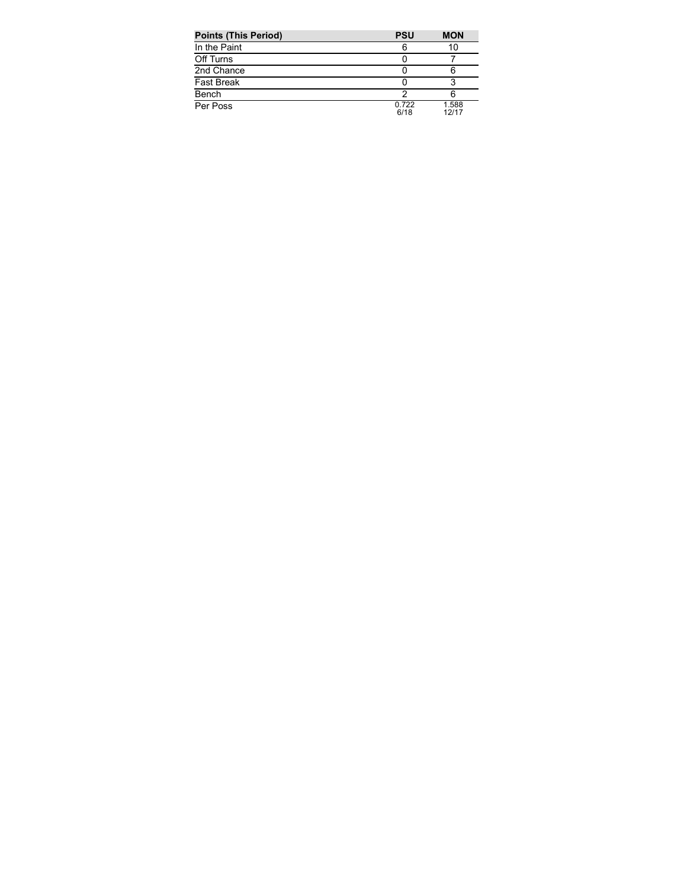| Points (This Period) | PSU | MON |
| --- | --- | --- |
| In the Paint | 6 | 10 |
| Off Turns | 0 | 7 |
| 2nd Chance | 0 | 6 |
| Fast Break | 0 | 3 |
| Bench | 2 | 6 |
| Per Poss | 0.722 6/18 | 1.588 12/17 |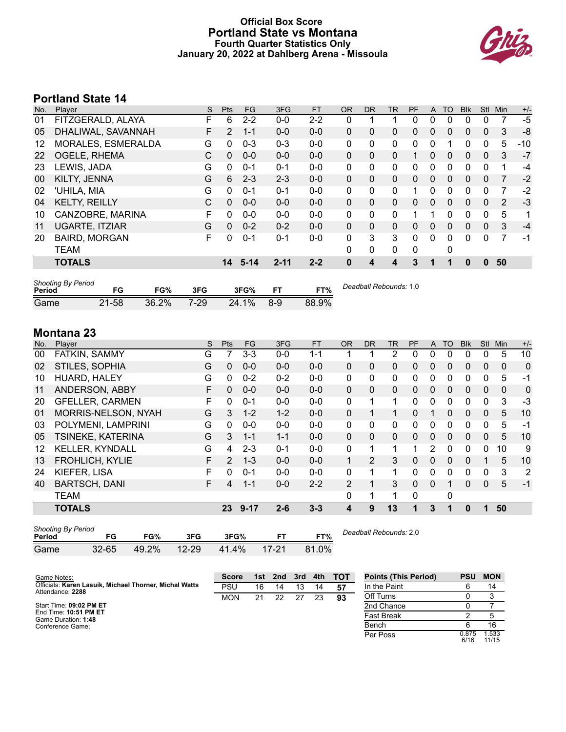# Official Box Score
## Portland State vs Montana
### Fourth Quarter Statistics Only
### January 20, 2022 at Dahlberg Arena - Missoula

## Portland State 14

| No. | Player | S | Pts | FG | 3FG | FT | OR | DR | TR | PF | A | TO | Blk | Stl | Min | +/- |
|---|---|---|---|---|---|---|---|---|---|---|---|---|---|---|---|---|
| 01 | FITZGERALD, ALAYA | F | 6 | 2-2 | 0-0 | 2-2 | 0 | 1 | 1 | 0 | 0 | 0 | 0 | 0 | 7 | -5 |
| 05 | DHALIWAL, SAVANNAH | F | 2 | 1-1 | 0-0 | 0-0 | 0 | 0 | 0 | 0 | 0 | 0 | 0 | 0 | 3 | -8 |
| 12 | MORALES, ESMERALDA | G | 0 | 0-3 | 0-3 | 0-0 | 0 | 0 | 0 | 0 | 0 | 1 | 0 | 0 | 5 | -10 |
| 22 | OGELE, RHEMA | C | 0 | 0-0 | 0-0 | 0-0 | 0 | 0 | 0 | 1 | 0 | 0 | 0 | 0 | 3 | -7 |
| 23 | LEWIS, JADA | G | 0 | 0-1 | 0-1 | 0-0 | 0 | 0 | 0 | 0 | 0 | 0 | 0 | 0 | 1 | -4 |
| 00 | KILTY, JENNA | G | 6 | 2-3 | 2-3 | 0-0 | 0 | 0 | 0 | 0 | 0 | 0 | 0 | 0 | 7 | -2 |
| 02 | 'UHILA, MIA | G | 0 | 0-1 | 0-1 | 0-0 | 0 | 0 | 0 | 1 | 0 | 0 | 0 | 0 | 7 | -2 |
| 04 | KELTY, REILLY | C | 0 | 0-0 | 0-0 | 0-0 | 0 | 0 | 0 | 0 | 0 | 0 | 0 | 0 | 2 | -3 |
| 10 | CANZOBRE, MARINA | F | 0 | 0-0 | 0-0 | 0-0 | 0 | 0 | 0 | 1 | 1 | 0 | 0 | 0 | 5 | 1 |
| 11 | UGARTE, ITZIAR | G | 0 | 0-2 | 0-2 | 0-0 | 0 | 0 | 0 | 0 | 0 | 0 | 0 | 0 | 3 | -4 |
| 20 | BAIRD, MORGAN | F | 0 | 0-1 | 0-1 | 0-0 | 0 | 3 | 3 | 0 | 0 | 0 | 0 | 0 | 7 | -1 |
| | TEAM | | | | | | 0 | 0 | 0 | 0 | | 0 | | | | |
| | **TOTALS** | | **14** | **5-14** | **2-11** | **2-2** | **0** | **4** | **4** | **3** | **1** | **1** | **0** | **0** | **50** | |

| Shooting By Period Period | FG | FG% | 3FG | 3FG% | FT | FT% |
|---|---|---|---|---|---|---|
| Game | 21-58 | 36.2% | 7-29 | 24.1% | 8-9 | 88.9% |

*Deadball Rebounds:* 1,0

## Montana 23

| No. | Player | S | Pts | FG | 3FG | FT | OR | DR | TR | PF | A | TO | Blk | Stl | Min | +/- |
|---|---|---|---|---|---|---|---|---|---|---|---|---|---|---|---|---|
| 00 | FATKIN, SAMMY | G | 7 | 3-3 | 0-0 | 1-1 | 1 | 1 | 2 | 0 | 0 | 0 | 0 | 0 | 5 | 10 |
| 02 | STILES, SOPHIA | G | 0 | 0-0 | 0-0 | 0-0 | 0 | 0 | 0 | 0 | 0 | 0 | 0 | 0 | 0 | 0 |
| 10 | HUARD, HALEY | G | 0 | 0-2 | 0-2 | 0-0 | 0 | 0 | 0 | 0 | 0 | 0 | 0 | 0 | 5 | -1 |
| 11 | ANDERSON, ABBY | F | 0 | 0-0 | 0-0 | 0-0 | 0 | 0 | 0 | 0 | 0 | 0 | 0 | 0 | 0 | 0 |
| 20 | GFELLER, CARMEN | F | 0 | 0-1 | 0-0 | 0-0 | 0 | 1 | 1 | 0 | 0 | 0 | 0 | 0 | 3 | -3 |
| 01 | MORRIS-NELSON, NYAH | G | 3 | 1-2 | 1-2 | 0-0 | 0 | 1 | 1 | 0 | 1 | 0 | 0 | 0 | 5 | 10 |
| 03 | POLYMENI, LAMPRINI | G | 0 | 0-0 | 0-0 | 0-0 | 0 | 0 | 0 | 0 | 0 | 0 | 0 | 0 | 5 | -1 |
| 05 | TSINEKE, KATERINA | G | 3 | 1-1 | 1-1 | 0-0 | 0 | 0 | 0 | 0 | 0 | 0 | 0 | 0 | 5 | 10 |
| 12 | KELLER, KYNDALL | G | 4 | 2-3 | 0-1 | 0-0 | 0 | 1 | 1 | 1 | 2 | 0 | 0 | 0 | 10 | 9 |
| 13 | FROHLICH, KYLIE | F | 2 | 1-3 | 0-0 | 0-0 | 1 | 2 | 3 | 0 | 0 | 0 | 0 | 1 | 5 | 10 |
| 24 | KIEFER, LISA | F | 0 | 0-1 | 0-0 | 0-0 | 0 | 1 | 1 | 0 | 0 | 0 | 0 | 0 | 3 | 2 |
| 40 | BARTSCH, DANI | F | 4 | 1-1 | 0-0 | 2-2 | 2 | 1 | 3 | 0 | 0 | 1 | 0 | 0 | 5 | -1 |
| | TEAM | | | | | | 0 | 1 | 1 | 0 | | 0 | | | | |
| | **TOTALS** | | **23** | **9-17** | **2-6** | **3-3** | **4** | **9** | **13** | **1** | **3** | **1** | **0** | **1** | **50** | |

| Shooting By Period Period | FG | FG% | 3FG | 3FG% | FT | FT% |
|---|---|---|---|---|---|---|
| Game | 32-65 | 49.2% | 12-29 | 41.4% | 17-21 | 81.0% |

*Deadball Rebounds:* 2,0

Game Notes:
Officials: **Karen Lasuik, Michael Thorner, Michal Watts**
Attendance: **2288**

Start Time: **09:02 PM ET**
End Time: **10:51 PM ET**
Game Duration: **1:48**
Conference Game;

| Score | 1st | 2nd | 3rd | 4th | TOT |
|---|---|---|---|---|---|
| PSU | 16 | 14 | 13 | 14 | **57** |
| MON | 21 | 22 | 27 | 23 | **93** |

| Points (This Period) | PSU | MON |
|---|---|---|
| In the Paint | 6 | 14 |
| Off Turns | 0 | 3 |
| 2nd Chance | 0 | 7 |
| Fast Break | 2 | 5 |
| Bench | 6 | 16 |
| Per Poss | 0.875 6/16 | 1.533 11/15 |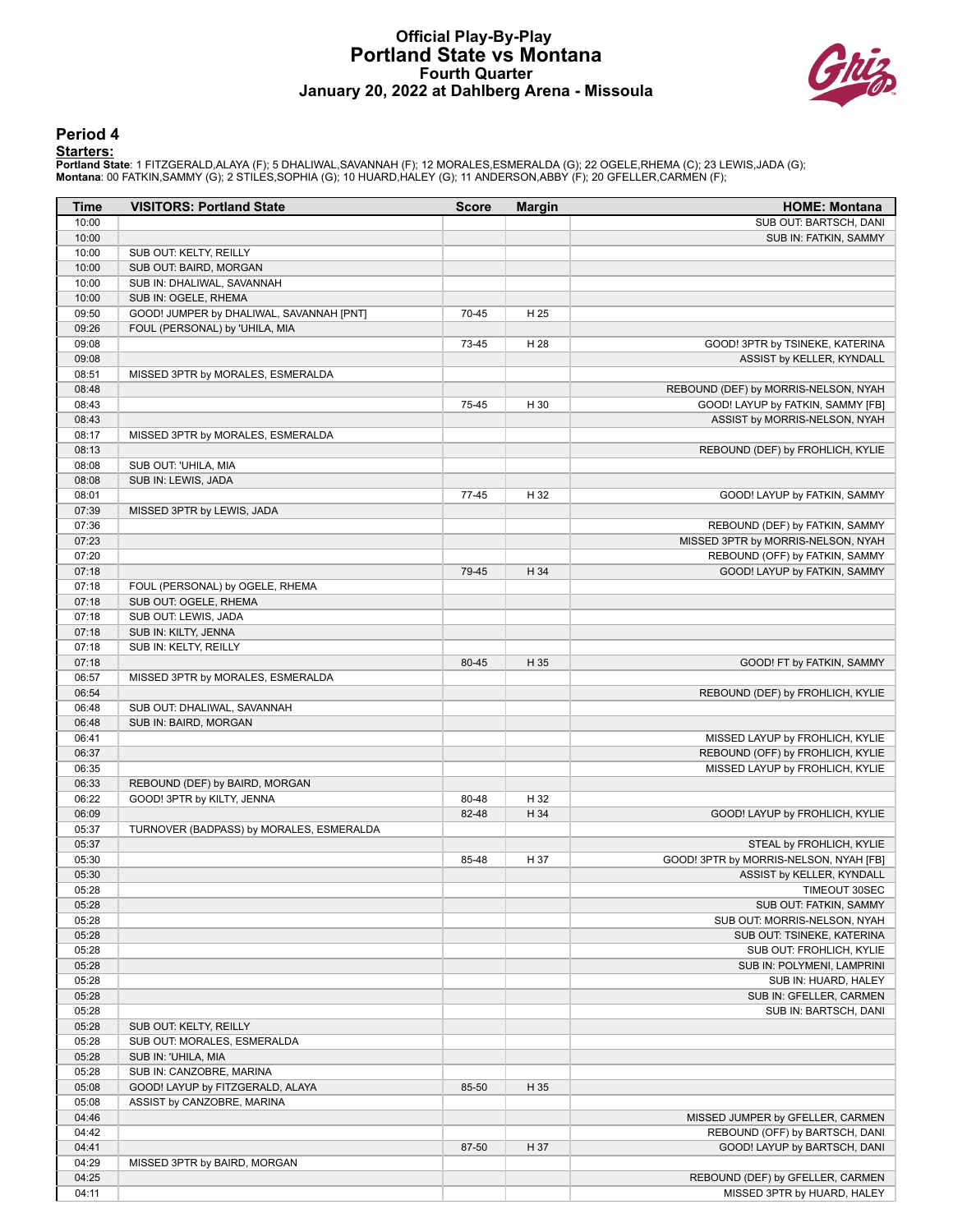# Official Play-By-Play
# Portland State vs Montana
### Fourth Quarter
### January 20, 2022 at Dahlberg Arena - Missoula

## Period 4

**Starters:**

**Portland State**: 1 FITZGERALD,ALAYA (F); 5 DHALIWAL,SAVANNAH (F); 12 MORALES,ESMERALDA (G); 22 OGELE,RHEMA (C); 23 LEWIS,JADA (G);
**Montana**: 00 FATKIN,SAMMY (G); 2 STILES,SOPHIA (G); 10 HUARD,HALEY (G); 11 ANDERSON,ABBY (F); 20 GFELLER,CARMEN (F);

| Time | VISITORS: Portland State | Score | Margin | HOME: Montana |
|---|---|---|---|---|
| 10:00 | | | | SUB OUT: BARTSCH, DANI |
| 10:00 | | | | SUB IN: FATKIN, SAMMY |
| 10:00 | SUB OUT: KELTY, REILLY | | | |
| 10:00 | SUB OUT: BAIRD, MORGAN | | | |
| 10:00 | SUB IN: DHALIWAL, SAVANNAH | | | |
| 10:00 | SUB IN: OGELE, RHEMA | | | |
| 09:50 | GOOD! JUMPER by DHALIWAL, SAVANNAH [PNT] | 70-45 | H 25 | |
| 09:26 | FOUL (PERSONAL) by 'UHILA, MIA | | | |
| 09:08 | | 73-45 | H 28 | GOOD! 3PTR by TSINEKE, KATERINA |
| 09:08 | | | | ASSIST by KELLER, KYNDALL |
| 08:51 | MISSED 3PTR by MORALES, ESMERALDA | | | |
| 08:48 | | | | REBOUND (DEF) by MORRIS-NELSON, NYAH |
| 08:43 | | 75-45 | H 30 | GOOD! LAYUP by FATKIN, SAMMY [FB] |
| 08:43 | | | | ASSIST by MORRIS-NELSON, NYAH |
| 08:17 | MISSED 3PTR by MORALES, ESMERALDA | | | |
| 08:13 | | | | REBOUND (DEF) by FROHLICH, KYLIE |
| 08:08 | SUB OUT: 'UHILA, MIA | | | |
| 08:08 | SUB IN: LEWIS, JADA | | | |
| 08:01 | | 77-45 | H 32 | GOOD! LAYUP by FATKIN, SAMMY |
| 07:39 | MISSED 3PTR by LEWIS, JADA | | | |
| 07:36 | | | | REBOUND (DEF) by FATKIN, SAMMY |
| 07:23 | | | | MISSED 3PTR by MORRIS-NELSON, NYAH |
| 07:20 | | | | REBOUND (OFF) by FATKIN, SAMMY |
| 07:18 | | 79-45 | H 34 | GOOD! LAYUP by FATKIN, SAMMY |
| 07:18 | FOUL (PERSONAL) by OGELE, RHEMA | | | |
| 07:18 | SUB OUT: OGELE, RHEMA | | | |
| 07:18 | SUB OUT: LEWIS, JADA | | | |
| 07:18 | SUB IN: KILTY, JENNA | | | |
| 07:18 | SUB IN: KELTY, REILLY | | | |
| 07:18 | | 80-45 | H 35 | GOOD! FT by FATKIN, SAMMY |
| 06:57 | MISSED 3PTR by MORALES, ESMERALDA | | | |
| 06:54 | | | | REBOUND (DEF) by FROHLICH, KYLIE |
| 06:48 | SUB OUT: DHALIWAL, SAVANNAH | | | |
| 06:48 | SUB IN: BAIRD, MORGAN | | | |
| 06:41 | | | | MISSED LAYUP by FROHLICH, KYLIE |
| 06:37 | | | | REBOUND (OFF) by FROHLICH, KYLIE |
| 06:35 | | | | MISSED LAYUP by FROHLICH, KYLIE |
| 06:33 | REBOUND (DEF) by BAIRD, MORGAN | | | |
| 06:22 | GOOD! 3PTR by KILTY, JENNA | 80-48 | H 32 | |
| 06:09 | | 82-48 | H 34 | GOOD! LAYUP by FROHLICH, KYLIE |
| 05:37 | TURNOVER (BADPASS) by MORALES, ESMERALDA | | | |
| 05:37 | | | | STEAL by FROHLICH, KYLIE |
| 05:30 | | 85-48 | H 37 | GOOD! 3PTR by MORRIS-NELSON, NYAH [FB] |
| 05:30 | | | | ASSIST by KELLER, KYNDALL |
| 05:28 | | | | TIMEOUT 30SEC |
| 05:28 | | | | SUB OUT: FATKIN, SAMMY |
| 05:28 | | | | SUB OUT: MORRIS-NELSON, NYAH |
| 05:28 | | | | SUB OUT: TSINEKE, KATERINA |
| 05:28 | | | | SUB OUT: FROHLICH, KYLIE |
| 05:28 | | | | SUB IN: POLYMENI, LAMPRINI |
| 05:28 | | | | SUB IN: HUARD, HALEY |
| 05:28 | | | | SUB IN: GFELLER, CARMEN |
| 05:28 | | | | SUB IN: BARTSCH, DANI |
| 05:28 | SUB OUT: KELTY, REILLY | | | |
| 05:28 | SUB OUT: MORALES, ESMERALDA | | | |
| 05:28 | SUB IN: 'UHILA, MIA | | | |
| 05:28 | SUB IN: CANZOBRE, MARINA | | | |
| 05:08 | GOOD! LAYUP by FITZGERALD, ALAYA | 85-50 | H 35 | |
| 05:08 | ASSIST by CANZOBRE, MARINA | | | |
| 04:46 | | | | MISSED JUMPER by GFELLER, CARMEN |
| 04:42 | | | | REBOUND (OFF) by BARTSCH, DANI |
| 04:41 | | 87-50 | H 37 | GOOD! LAYUP by BARTSCH, DANI |
| 04:29 | MISSED 3PTR by BAIRD, MORGAN | | | |
| 04:25 | | | | REBOUND (DEF) by GFELLER, CARMEN |
| 04:11 | | | | MISSED 3PTR by HUARD, HALEY |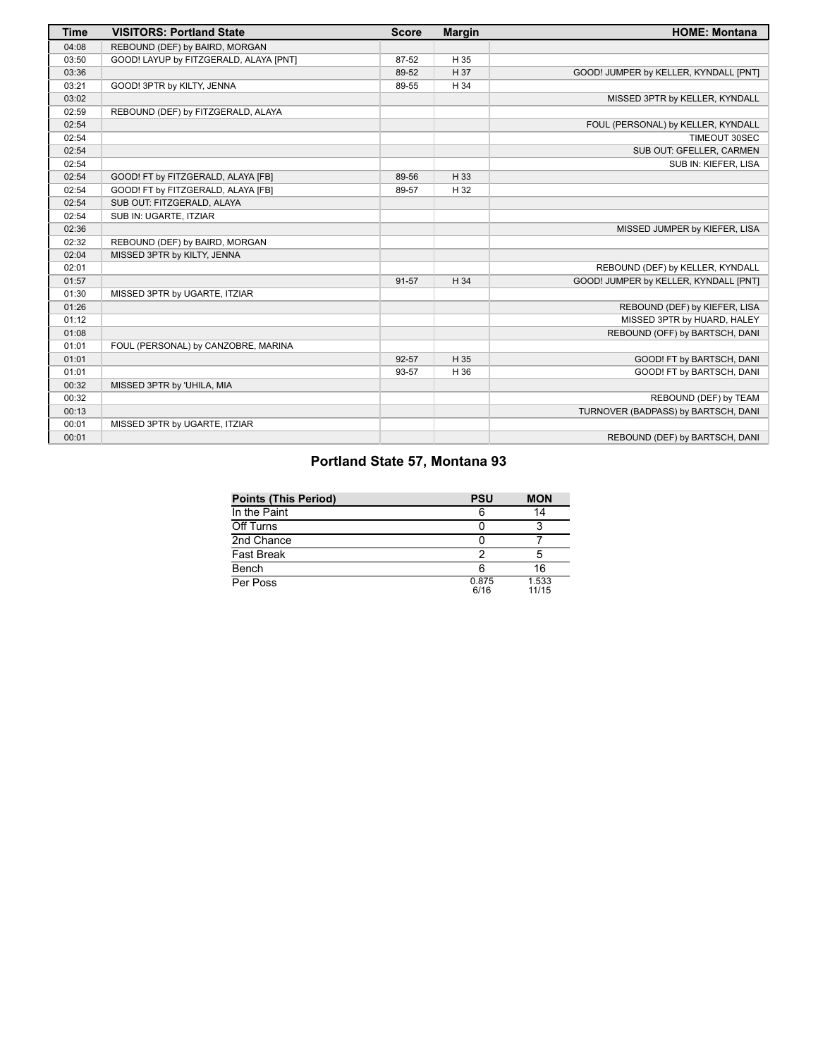| Time | VISITORS: Portland State | Score | Margin | HOME: Montana |
| --- | --- | --- | --- | --- |
| 04:08 | REBOUND (DEF) by BAIRD, MORGAN | | | |
| 03:50 | GOOD! LAYUP by FITZGERALD, ALAYA [PNT] | 87-52 | H 35 | |
| 03:36 | | 89-52 | H 37 | GOOD! JUMPER by KELLER, KYNDALL [PNT] |
| 03:21 | GOOD! 3PTR by KILTY, JENNA | 89-55 | H 34 | |
| 03:02 | | | | MISSED 3PTR by KELLER, KYNDALL |
| 02:59 | REBOUND (DEF) by FITZGERALD, ALAYA | | | |
| 02:54 | | | | FOUL (PERSONAL) by KELLER, KYNDALL |
| 02:54 | | | | TIMEOUT 30SEC |
| 02:54 | | | | SUB OUT: GFELLER, CARMEN |
| 02:54 | | | | SUB IN: KIEFER, LISA |
| 02:54 | GOOD! FT by FITZGERALD, ALAYA [FB] | 89-56 | H 33 | |
| 02:54 | GOOD! FT by FITZGERALD, ALAYA [FB] | 89-57 | H 32 | |
| 02:54 | SUB OUT: FITZGERALD, ALAYA | | | |
| 02:54 | SUB IN: UGARTE, ITZIAR | | | |
| 02:36 | | | | MISSED JUMPER by KIEFER, LISA |
| 02:32 | REBOUND (DEF) by BAIRD, MORGAN | | | |
| 02:04 | MISSED 3PTR by KILTY, JENNA | | | |
| 02:01 | | | | REBOUND (DEF) by KELLER, KYNDALL |
| 01:57 | | 91-57 | H 34 | GOOD! JUMPER by KELLER, KYNDALL [PNT] |
| 01:30 | MISSED 3PTR by UGARTE, ITZIAR | | | |
| 01:26 | | | | REBOUND (DEF) by KIEFER, LISA |
| 01:12 | | | | MISSED 3PTR by HUARD, HALEY |
| 01:08 | | | | REBOUND (OFF) by BARTSCH, DANI |
| 01:01 | FOUL (PERSONAL) by CANZOBRE, MARINA | | | |
| 01:01 | | 92-57 | H 35 | GOOD! FT by BARTSCH, DANI |
| 01:01 | | 93-57 | H 36 | GOOD! FT by BARTSCH, DANI |
| 00:32 | MISSED 3PTR by 'UHILA, MIA | | | |
| 00:32 | | | | REBOUND (DEF) by TEAM |
| 00:13 | | | | TURNOVER (BADPASS) by BARTSCH, DANI |
| 00:01 | MISSED 3PTR by UGARTE, ITZIAR | | | |
| 00:01 | | | | REBOUND (DEF) by BARTSCH, DANI |

## Portland State 57, Montana 93

| Points (This Period) | PSU | MON |
| --- | --- | --- |
| In the Paint | 6 | 14 |
| Off Turns | 0 | 3 |
| 2nd Chance | 0 | 7 |
| Fast Break | 2 | 5 |
| Bench | 6 | 16 |
| Per Poss | 0.875 6/16 | 1.533 11/15 |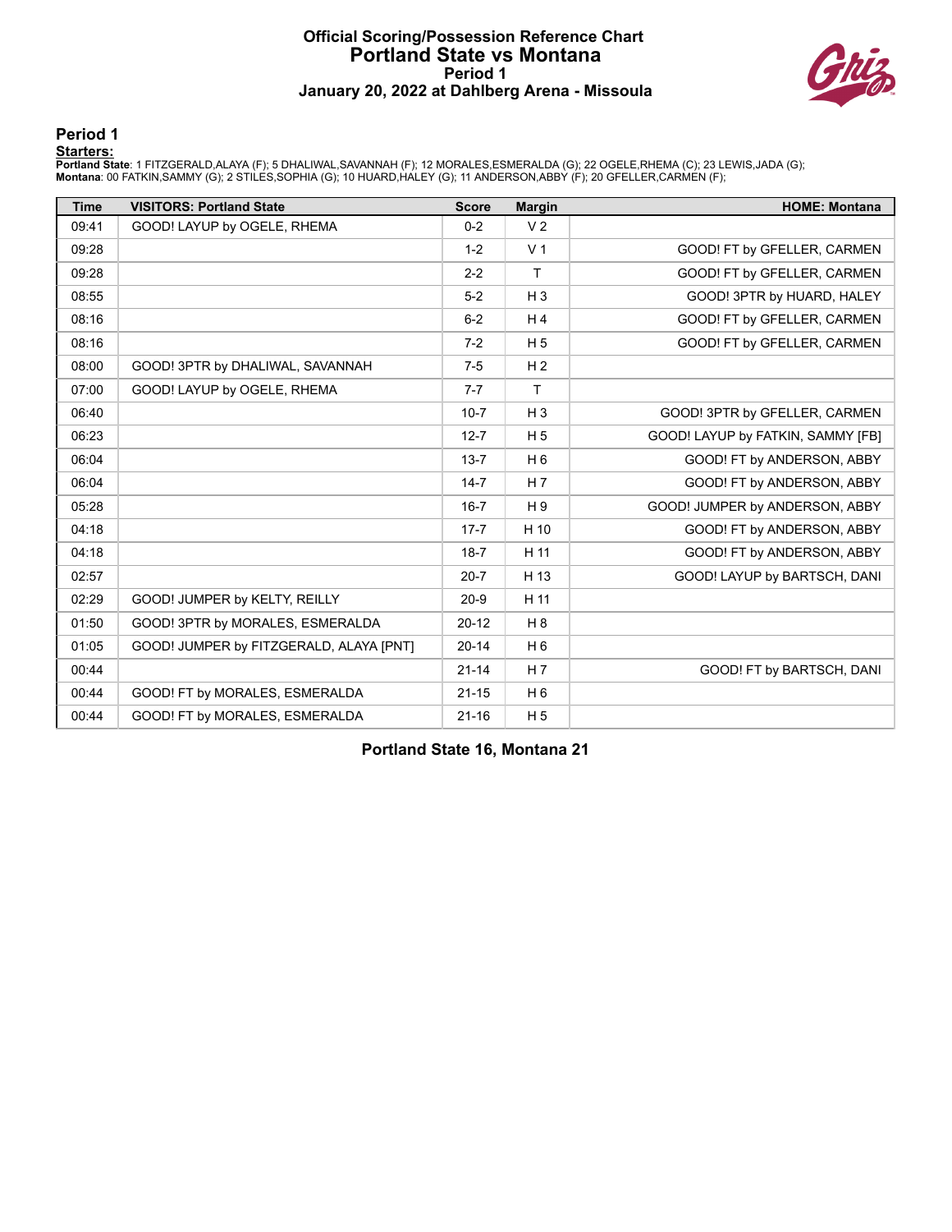# Official Scoring/Possession Reference Chart
## Portland State vs Montana
### Period 1
### January 20, 2022 at Dahlberg Arena - Missoula

## Period 1

**Starters:**

**Portland State**: 1 FITZGERALD,ALAYA (F); 5 DHALIWAL,SAVANNAH (F); 12 MORALES,ESMERALDA (G); 22 OGELE,RHEMA (C); 23 LEWIS,JADA (G);
**Montana**: 00 FATKIN,SAMMY (G); 2 STILES,SOPHIA (G); 10 HUARD,HALEY (G); 11 ANDERSON,ABBY (F); 20 GFELLER,CARMEN (F);

| Time | VISITORS: Portland State | Score | Margin | HOME: Montana |
|---|---|---|---|---|
| 09:41 | GOOD! LAYUP by OGELE, RHEMA | 0-2 | V 2 | |
| 09:28 | | 1-2 | V 1 | GOOD! FT by GFELLER, CARMEN |
| 09:28 | | 2-2 | T | GOOD! FT by GFELLER, CARMEN |
| 08:55 | | 5-2 | H 3 | GOOD! 3PTR by HUARD, HALEY |
| 08:16 | | 6-2 | H 4 | GOOD! FT by GFELLER, CARMEN |
| 08:16 | | 7-2 | H 5 | GOOD! FT by GFELLER, CARMEN |
| 08:00 | GOOD! 3PTR by DHALIWAL, SAVANNAH | 7-5 | H 2 | |
| 07:00 | GOOD! LAYUP by OGELE, RHEMA | 7-7 | T | |
| 06:40 | | 10-7 | H 3 | GOOD! 3PTR by GFELLER, CARMEN |
| 06:23 | | 12-7 | H 5 | GOOD! LAYUP by FATKIN, SAMMY [FB] |
| 06:04 | | 13-7 | H 6 | GOOD! FT by ANDERSON, ABBY |
| 06:04 | | 14-7 | H 7 | GOOD! FT by ANDERSON, ABBY |
| 05:28 | | 16-7 | H 9 | GOOD! JUMPER by ANDERSON, ABBY |
| 04:18 | | 17-7 | H 10 | GOOD! FT by ANDERSON, ABBY |
| 04:18 | | 18-7 | H 11 | GOOD! FT by ANDERSON, ABBY |
| 02:57 | | 20-7 | H 13 | GOOD! LAYUP by BARTSCH, DANI |
| 02:29 | GOOD! JUMPER by KELTY, REILLY | 20-9 | H 11 | |
| 01:50 | GOOD! 3PTR by MORALES, ESMERALDA | 20-12 | H 8 | |
| 01:05 | GOOD! JUMPER by FITZGERALD, ALAYA [PNT] | 20-14 | H 6 | |
| 00:44 | | 21-14 | H 7 | GOOD! FT by BARTSCH, DANI |
| 00:44 | GOOD! FT by MORALES, ESMERALDA | 21-15 | H 6 | |
| 00:44 | GOOD! FT by MORALES, ESMERALDA | 21-16 | H 5 | |

**Portland State 16, Montana 21**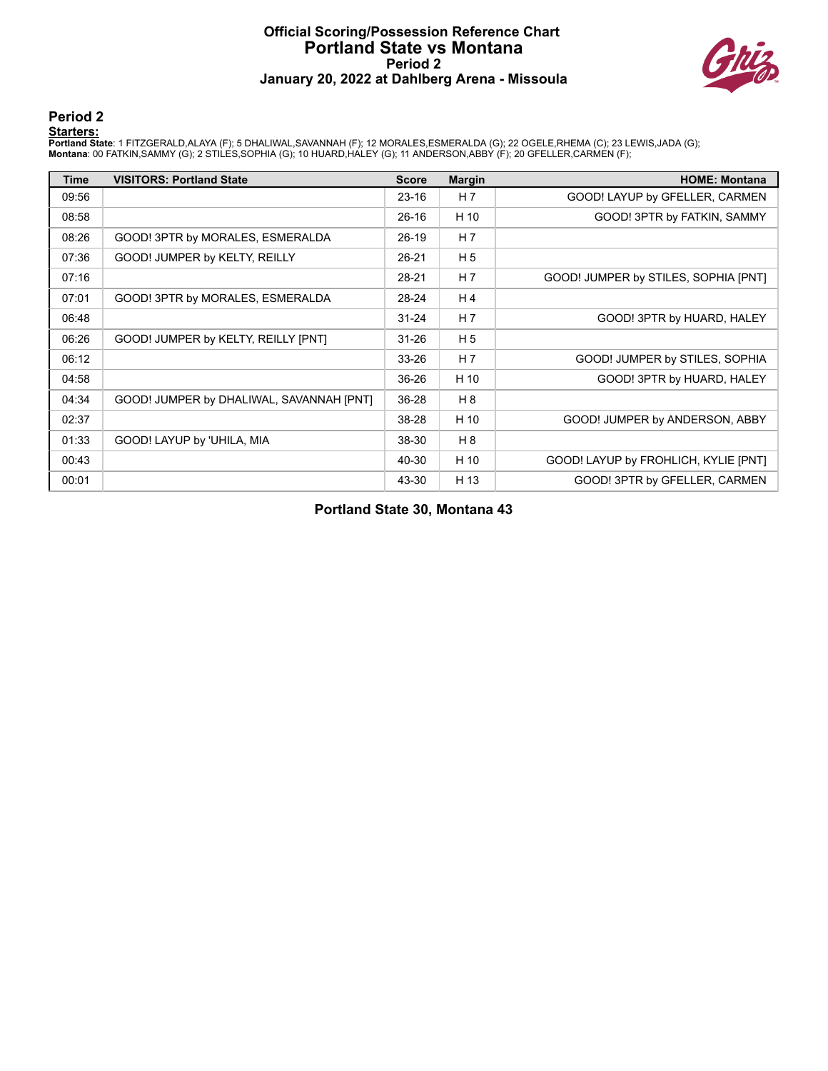# Official Scoring/Possession Reference Chart
# Portland State vs Montana
### Period 2
### January 20, 2022 at Dahlberg Arena - Missoula

## Period 2

**Starters:**

**Portland State**: 1 FITZGERALD,ALAYA (F); 5 DHALIWAL,SAVANNAH (F); 12 MORALES,ESMERALDA (G); 22 OGELE,RHEMA (C); 23 LEWIS,JADA (G);
**Montana**: 00 FATKIN,SAMMY (G); 2 STILES,SOPHIA (G); 10 HUARD,HALEY (G); 11 ANDERSON,ABBY (F); 20 GFELLER,CARMEN (F);

| Time | VISITORS: Portland State | Score | Margin | HOME: Montana |
|---|---|---|---|---|
| 09:56 | | 23-16 | H 7 | GOOD! LAYUP by GFELLER, CARMEN |
| 08:58 | | 26-16 | H 10 | GOOD! 3PTR by FATKIN, SAMMY |
| 08:26 | GOOD! 3PTR by MORALES, ESMERALDA | 26-19 | H 7 | |
| 07:36 | GOOD! JUMPER by KELTY, REILLY | 26-21 | H 5 | |
| 07:16 | | 28-21 | H 7 | GOOD! JUMPER by STILES, SOPHIA [PNT] |
| 07:01 | GOOD! 3PTR by MORALES, ESMERALDA | 28-24 | H 4 | |
| 06:48 | | 31-24 | H 7 | GOOD! 3PTR by HUARD, HALEY |
| 06:26 | GOOD! JUMPER by KELTY, REILLY [PNT] | 31-26 | H 5 | |
| 06:12 | | 33-26 | H 7 | GOOD! JUMPER by STILES, SOPHIA |
| 04:58 | | 36-26 | H 10 | GOOD! 3PTR by HUARD, HALEY |
| 04:34 | GOOD! JUMPER by DHALIWAL, SAVANNAH [PNT] | 36-28 | H 8 | |
| 02:37 | | 38-28 | H 10 | GOOD! JUMPER by ANDERSON, ABBY |
| 01:33 | GOOD! LAYUP by 'UHILA, MIA | 38-30 | H 8 | |
| 00:43 | | 40-30 | H 10 | GOOD! LAYUP by FROHLICH, KYLIE [PNT] |
| 00:01 | | 43-30 | H 13 | GOOD! 3PTR by GFELLER, CARMEN |

**Portland State 30, Montana 43**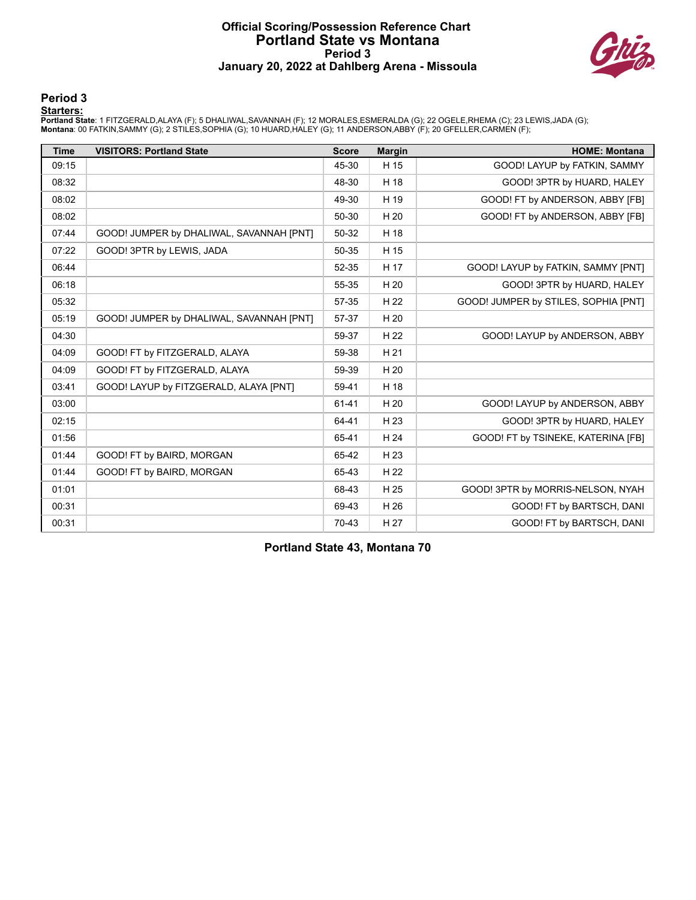# Official Scoring/Possession Reference Chart
# Portland State vs Montana
## Period 3
## January 20, 2022 at Dahlberg Arena - Missoula

### Period 3

**Starters:**

**Portland State**: 1 FITZGERALD,ALAYA (F); 5 DHALIWAL,SAVANNAH (F); 12 MORALES,ESMERALDA (G); 22 OGELE,RHEMA (C); 23 LEWIS,JADA (G);
**Montana**: 00 FATKIN,SAMMY (G); 2 STILES,SOPHIA (G); 10 HUARD,HALEY (G); 11 ANDERSON,ABBY (F); 20 GFELLER,CARMEN (F);

| Time | VISITORS: Portland State | Score | Margin | HOME: Montana |
|---|---|---|---|---|
| 09:15 | | 45-30 | H 15 | GOOD! LAYUP by FATKIN, SAMMY |
| 08:32 | | 48-30 | H 18 | GOOD! 3PTR by HUARD, HALEY |
| 08:02 | | 49-30 | H 19 | GOOD! FT by ANDERSON, ABBY [FB] |
| 08:02 | | 50-30 | H 20 | GOOD! FT by ANDERSON, ABBY [FB] |
| 07:44 | GOOD! JUMPER by DHALIWAL, SAVANNAH [PNT] | 50-32 | H 18 | |
| 07:22 | GOOD! 3PTR by LEWIS, JADA | 50-35 | H 15 | |
| 06:44 | | 52-35 | H 17 | GOOD! LAYUP by FATKIN, SAMMY [PNT] |
| 06:18 | | 55-35 | H 20 | GOOD! 3PTR by HUARD, HALEY |
| 05:32 | | 57-35 | H 22 | GOOD! JUMPER by STILES, SOPHIA [PNT] |
| 05:19 | GOOD! JUMPER by DHALIWAL, SAVANNAH [PNT] | 57-37 | H 20 | |
| 04:30 | | 59-37 | H 22 | GOOD! LAYUP by ANDERSON, ABBY |
| 04:09 | GOOD! FT by FITZGERALD, ALAYA | 59-38 | H 21 | |
| 04:09 | GOOD! FT by FITZGERALD, ALAYA | 59-39 | H 20 | |
| 03:41 | GOOD! LAYUP by FITZGERALD, ALAYA [PNT] | 59-41 | H 18 | |
| 03:00 | | 61-41 | H 20 | GOOD! LAYUP by ANDERSON, ABBY |
| 02:15 | | 64-41 | H 23 | GOOD! 3PTR by HUARD, HALEY |
| 01:56 | | 65-41 | H 24 | GOOD! FT by TSINEKE, KATERINA [FB] |
| 01:44 | GOOD! FT by BAIRD, MORGAN | 65-42 | H 23 | |
| 01:44 | GOOD! FT by BAIRD, MORGAN | 65-43 | H 22 | |
| 01:01 | | 68-43 | H 25 | GOOD! 3PTR by MORRIS-NELSON, NYAH |
| 00:31 | | 69-43 | H 26 | GOOD! FT by BARTSCH, DANI |
| 00:31 | | 70-43 | H 27 | GOOD! FT by BARTSCH, DANI |

**Portland State 43, Montana 70**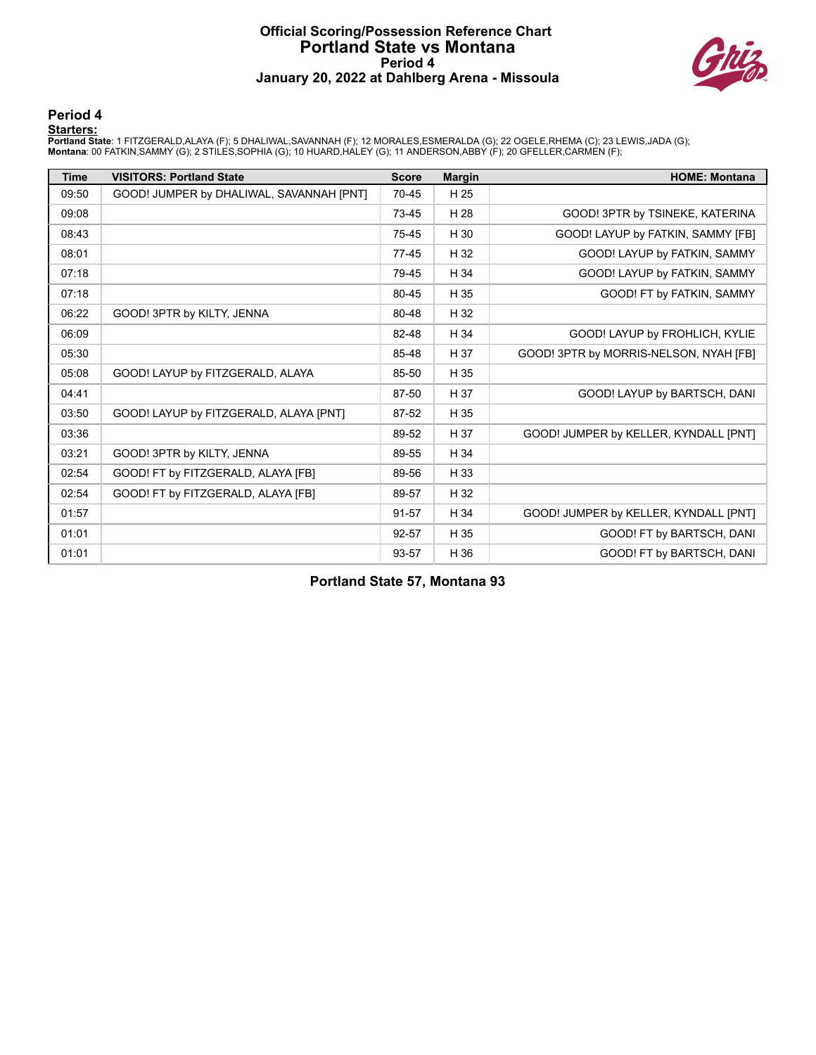# Official Scoring/Possession Reference Chart
## Portland State vs Montana
### Period 4
### January 20, 2022 at Dahlberg Arena - Missoula

## Period 4

**Starters:**

**Portland State**: 1 FITZGERALD,ALAYA (F); 5 DHALIWAL,SAVANNAH (F); 12 MORALES,ESMERALDA (G); 22 OGELE,RHEMA (C); 23 LEWIS,JADA (G);
**Montana**: 00 FATKIN,SAMMY (G); 2 STILES,SOPHIA (G); 10 HUARD,HALEY (G); 11 ANDERSON,ABBY (F); 20 GFELLER,CARMEN (F);

| Time | VISITORS: Portland State | Score | Margin | HOME: Montana |
|---|---|---|---|---|
| 09:50 | GOOD! JUMPER by DHALIWAL, SAVANNAH [PNT] | 70-45 | H 25 | |
| 09:08 | | 73-45 | H 28 | GOOD! 3PTR by TSINEKE, KATERINA |
| 08:43 | | 75-45 | H 30 | GOOD! LAYUP by FATKIN, SAMMY [FB] |
| 08:01 | | 77-45 | H 32 | GOOD! LAYUP by FATKIN, SAMMY |
| 07:18 | | 79-45 | H 34 | GOOD! LAYUP by FATKIN, SAMMY |
| 07:18 | | 80-45 | H 35 | GOOD! FT by FATKIN, SAMMY |
| 06:22 | GOOD! 3PTR by KILTY, JENNA | 80-48 | H 32 | |
| 06:09 | | 82-48 | H 34 | GOOD! LAYUP by FROHLICH, KYLIE |
| 05:30 | | 85-48 | H 37 | GOOD! 3PTR by MORRIS-NELSON, NYAH [FB] |
| 05:08 | GOOD! LAYUP by FITZGERALD, ALAYA | 85-50 | H 35 | |
| 04:41 | | 87-50 | H 37 | GOOD! LAYUP by BARTSCH, DANI |
| 03:50 | GOOD! LAYUP by FITZGERALD, ALAYA [PNT] | 87-52 | H 35 | |
| 03:36 | | 89-52 | H 37 | GOOD! JUMPER by KELLER, KYNDALL [PNT] |
| 03:21 | GOOD! 3PTR by KILTY, JENNA | 89-55 | H 34 | |
| 02:54 | GOOD! FT by FITZGERALD, ALAYA [FB] | 89-56 | H 33 | |
| 02:54 | GOOD! FT by FITZGERALD, ALAYA [FB] | 89-57 | H 32 | |
| 01:57 | | 91-57 | H 34 | GOOD! JUMPER by KELLER, KYNDALL [PNT] |
| 01:01 | | 92-57 | H 35 | GOOD! FT by BARTSCH, DANI |
| 01:01 | | 93-57 | H 36 | GOOD! FT by BARTSCH, DANI |

**Portland State 57, Montana 93**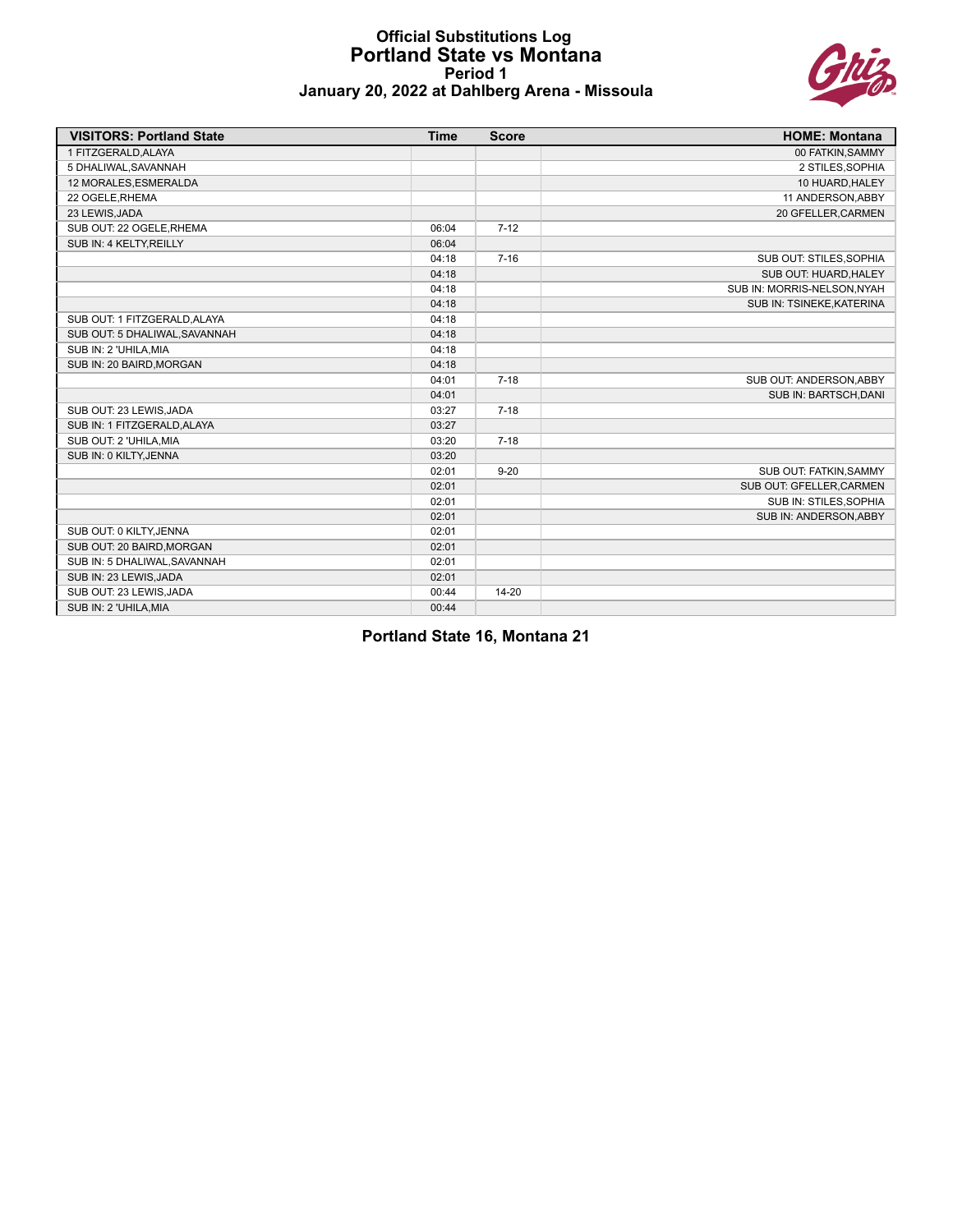# Official Substitutions Log
## Portland State vs Montana
### Period 1
### January 20, 2022 at Dahlberg Arena - Missoula

| VISITORS: Portland State | Time | Score | HOME: Montana |
|---|---|---|---|
| 1 FITZGERALD,ALAYA | | | 00 FATKIN,SAMMY |
| 5 DHALIWAL,SAVANNAH | | | 2 STILES,SOPHIA |
| 12 MORALES,ESMERALDA | | | 10 HUARD,HALEY |
| 22 OGELE,RHEMA | | | 11 ANDERSON,ABBY |
| 23 LEWIS,JADA | | | 20 GFELLER,CARMEN |
| SUB OUT: 22 OGELE,RHEMA | 06:04 | 7-12 | |
| SUB IN: 4 KELTY,REILLY | 06:04 | | |
| | 04:18 | 7-16 | SUB OUT: STILES,SOPHIA |
| | 04:18 | | SUB OUT: HUARD,HALEY |
| | 04:18 | | SUB IN: MORRIS-NELSON,NYAH |
| | 04:18 | | SUB IN: TSINEKE,KATERINA |
| SUB OUT: 1 FITZGERALD,ALAYA | 04:18 | | |
| SUB OUT: 5 DHALIWAL,SAVANNAH | 04:18 | | |
| SUB IN: 2 'UHILA,MIA | 04:18 | | |
| SUB IN: 20 BAIRD,MORGAN | 04:18 | | |
| | 04:01 | 7-18 | SUB OUT: ANDERSON,ABBY |
| | 04:01 | | SUB IN: BARTSCH,DANI |
| SUB OUT: 23 LEWIS,JADA | 03:27 | 7-18 | |
| SUB IN: 1 FITZGERALD,ALAYA | 03:27 | | |
| SUB OUT: 2 'UHILA,MIA | 03:20 | 7-18 | |
| SUB IN: 0 KILTY,JENNA | 03:20 | | |
| | 02:01 | 9-20 | SUB OUT: FATKIN,SAMMY |
| | 02:01 | | SUB OUT: GFELLER,CARMEN |
| | 02:01 | | SUB IN: STILES,SOPHIA |
| | 02:01 | | SUB IN: ANDERSON,ABBY |
| SUB OUT: 0 KILTY,JENNA | 02:01 | | |
| SUB OUT: 20 BAIRD,MORGAN | 02:01 | | |
| SUB IN: 5 DHALIWAL,SAVANNAH | 02:01 | | |
| SUB IN: 23 LEWIS,JADA | 02:01 | | |
| SUB OUT: 23 LEWIS,JADA | 00:44 | 14-20 | |
| SUB IN: 2 'UHILA,MIA | 00:44 | | |

**Portland State 16, Montana 21**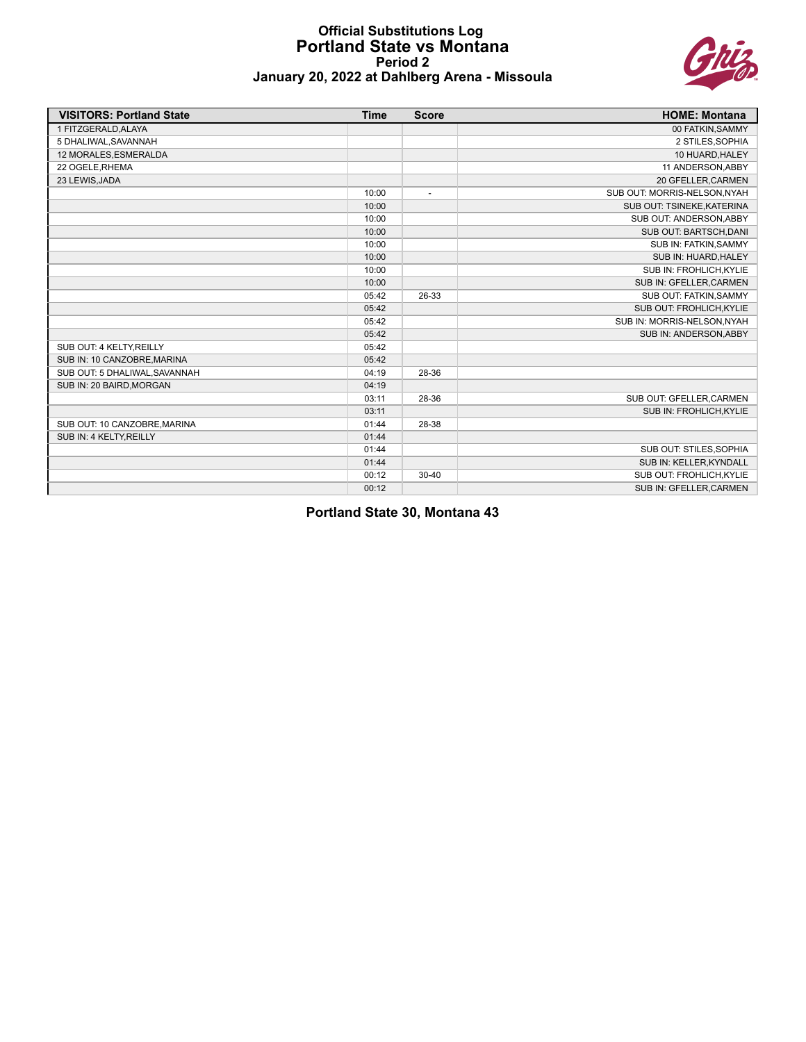# Official Substitutions Log
## Portland State vs Montana
### Period 2
### January 20, 2022 at Dahlberg Arena - Missoula

| VISITORS: Portland State | Time | Score | HOME: Montana |
|---|---|---|---|
| 1 FITZGERALD,ALAYA | | | 00 FATKIN,SAMMY |
| 5 DHALIWAL,SAVANNAH | | | 2 STILES,SOPHIA |
| 12 MORALES,ESMERALDA | | | 10 HUARD,HALEY |
| 22 OGELE,RHEMA | | | 11 ANDERSON,ABBY |
| 23 LEWIS,JADA | | | 20 GFELLER,CARMEN |
| | 10:00 | - | SUB OUT: MORRIS-NELSON,NYAH |
| | 10:00 | | SUB OUT: TSINEKE,KATERINA |
| | 10:00 | | SUB OUT: ANDERSON,ABBY |
| | 10:00 | | SUB OUT: BARTSCH,DANI |
| | 10:00 | | SUB IN: FATKIN,SAMMY |
| | 10:00 | | SUB IN: HUARD,HALEY |
| | 10:00 | | SUB IN: FROHLICH,KYLIE |
| | 10:00 | | SUB IN: GFELLER,CARMEN |
| | 05:42 | 26-33 | SUB OUT: FATKIN,SAMMY |
| | 05:42 | | SUB OUT: FROHLICH,KYLIE |
| | 05:42 | | SUB IN: MORRIS-NELSON,NYAH |
| | 05:42 | | SUB IN: ANDERSON,ABBY |
| SUB OUT: 4 KELTY,REILLY | 05:42 | | |
| SUB IN: 10 CANZOBRE,MARINA | 05:42 | | |
| SUB OUT: 5 DHALIWAL,SAVANNAH | 04:19 | 28-36 | |
| SUB IN: 20 BAIRD,MORGAN | 04:19 | | |
| | 03:11 | 28-36 | SUB OUT: GFELLER,CARMEN |
| | 03:11 | | SUB IN: FROHLICH,KYLIE |
| SUB OUT: 10 CANZOBRE,MARINA | 01:44 | 28-38 | |
| SUB IN: 4 KELTY,REILLY | 01:44 | | |
| | 01:44 | | SUB OUT: STILES,SOPHIA |
| | 01:44 | | SUB IN: KELLER,KYNDALL |
| | 00:12 | 30-40 | SUB OUT: FROHLICH,KYLIE |
| | 00:12 | | SUB IN: GFELLER,CARMEN |

**Portland State 30, Montana 43**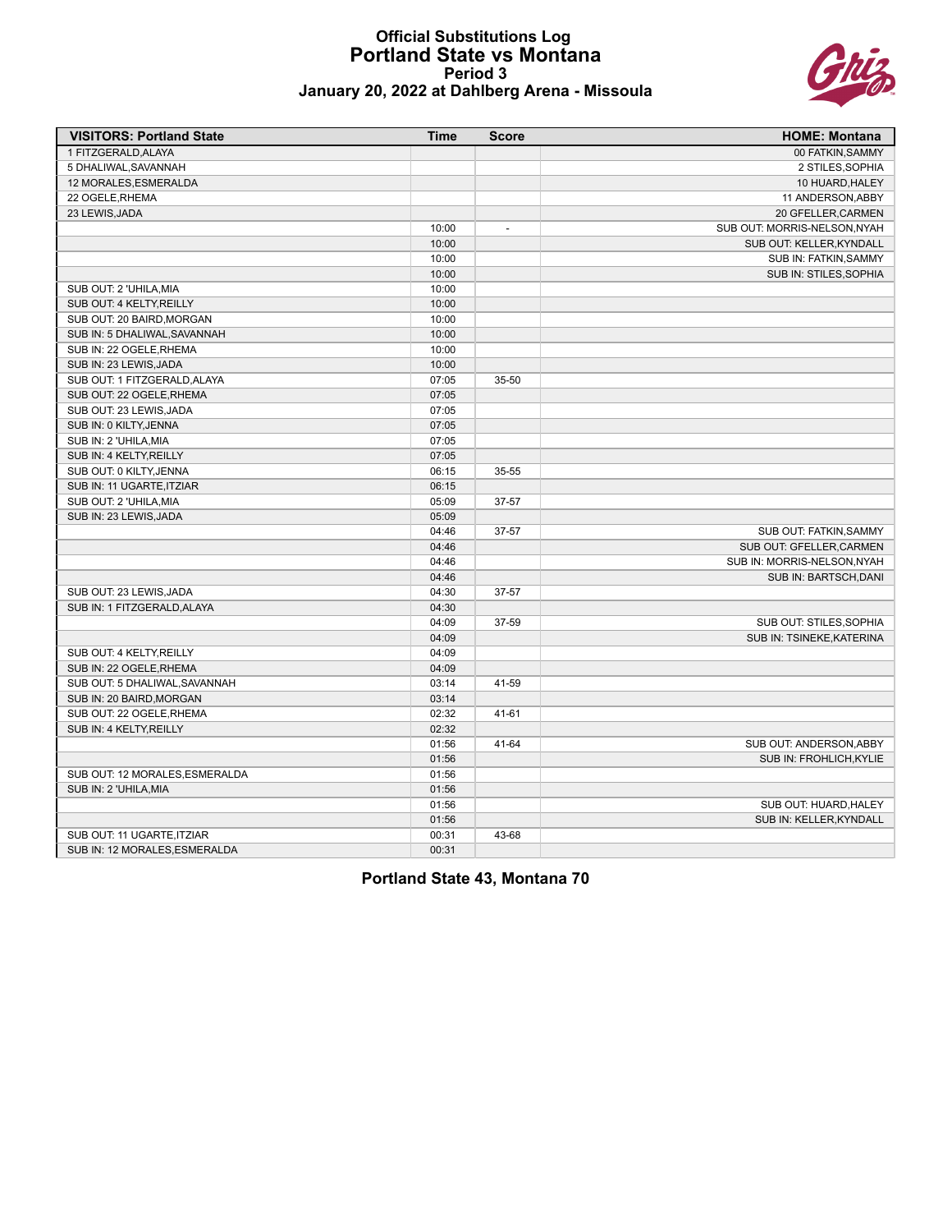# Official Substitutions Log
## Portland State vs Montana
### Period 3
### January 20, 2022 at Dahlberg Arena - Missoula

| VISITORS: Portland State | Time | Score | HOME: Montana |
|---|---|---|---|
| 1 FITZGERALD,ALAYA | | | 00 FATKIN,SAMMY |
| 5 DHALIWAL,SAVANNAH | | | 2 STILES,SOPHIA |
| 12 MORALES,ESMERALDA | | | 10 HUARD,HALEY |
| 22 OGELE,RHEMA | | | 11 ANDERSON,ABBY |
| 23 LEWIS,JADA | | | 20 GFELLER,CARMEN |
| | 10:00 | - | SUB OUT: MORRIS-NELSON,NYAH |
| | 10:00 | | SUB OUT: KELLER,KYNDALL |
| | 10:00 | | SUB IN: FATKIN,SAMMY |
| | 10:00 | | SUB IN: STILES,SOPHIA |
| SUB OUT: 2 'UHILA,MIA | 10:00 | | |
| SUB OUT: 4 KELTY,REILLY | 10:00 | | |
| SUB OUT: 20 BAIRD,MORGAN | 10:00 | | |
| SUB IN: 5 DHALIWAL,SAVANNAH | 10:00 | | |
| SUB IN: 22 OGELE,RHEMA | 10:00 | | |
| SUB IN: 23 LEWIS,JADA | 10:00 | | |
| SUB OUT: 1 FITZGERALD,ALAYA | 07:05 | 35-50 | |
| SUB OUT: 22 OGELE,RHEMA | 07:05 | | |
| SUB OUT: 23 LEWIS,JADA | 07:05 | | |
| SUB IN: 0 KILTY,JENNA | 07:05 | | |
| SUB IN: 2 'UHILA,MIA | 07:05 | | |
| SUB IN: 4 KELTY,REILLY | 07:05 | | |
| SUB OUT: 0 KILTY,JENNA | 06:15 | 35-55 | |
| SUB IN: 11 UGARTE,ITZIAR | 06:15 | | |
| SUB OUT: 2 'UHILA,MIA | 05:09 | 37-57 | |
| SUB IN: 23 LEWIS,JADA | 05:09 | | |
| | 04:46 | 37-57 | SUB OUT: FATKIN,SAMMY |
| | 04:46 | | SUB OUT: GFELLER,CARMEN |
| | 04:46 | | SUB IN: MORRIS-NELSON,NYAH |
| | 04:46 | | SUB IN: BARTSCH,DANI |
| SUB OUT: 23 LEWIS,JADA | 04:30 | 37-57 | |
| SUB IN: 1 FITZGERALD,ALAYA | 04:30 | | |
| | 04:09 | 37-59 | SUB OUT: STILES,SOPHIA |
| | 04:09 | | SUB IN: TSINEKE,KATERINA |
| SUB OUT: 4 KELTY,REILLY | 04:09 | | |
| SUB IN: 22 OGELE,RHEMA | 04:09 | | |
| SUB OUT: 5 DHALIWAL,SAVANNAH | 03:14 | 41-59 | |
| SUB IN: 20 BAIRD,MORGAN | 03:14 | | |
| SUB OUT: 22 OGELE,RHEMA | 02:32 | 41-61 | |
| SUB IN: 4 KELTY,REILLY | 02:32 | | |
| | 01:56 | 41-64 | SUB OUT: ANDERSON,ABBY |
| | 01:56 | | SUB IN: FROHLICH,KYLIE |
| SUB OUT: 12 MORALES,ESMERALDA | 01:56 | | |
| SUB IN: 2 'UHILA,MIA | 01:56 | | |
| | 01:56 | | SUB OUT: HUARD,HALEY |
| | 01:56 | | SUB IN: KELLER,KYNDALL |
| SUB OUT: 11 UGARTE,ITZIAR | 00:31 | 43-68 | |
| SUB IN: 12 MORALES,ESMERALDA | 00:31 | | |

**Portland State 43, Montana 70**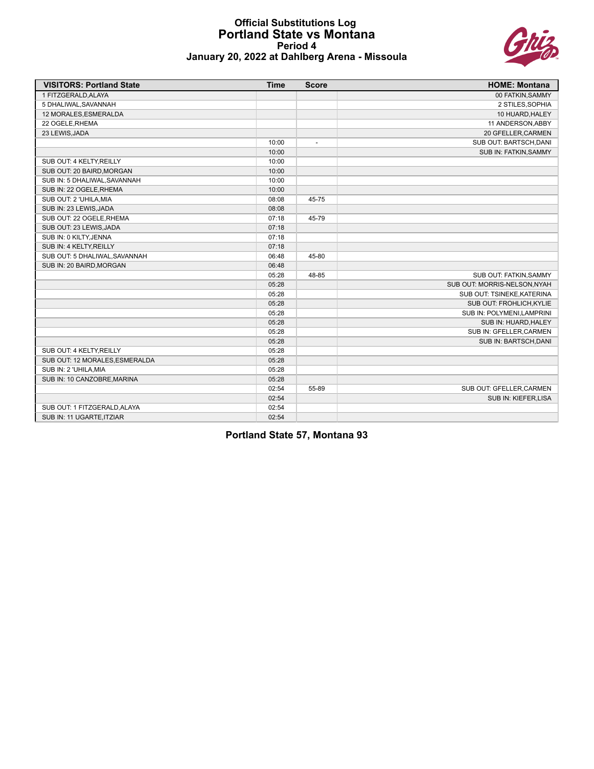# Official Substitutions Log
## Portland State vs Montana
### Period 4
### January 20, 2022 at Dahlberg Arena - Missoula

| VISITORS: Portland State | Time | Score | HOME: Montana |
|---|---|---|---|
| 1 FITZGERALD,ALAYA | | | 00 FATKIN,SAMMY |
| 5 DHALIWAL,SAVANNAH | | | 2 STILES,SOPHIA |
| 12 MORALES,ESMERALDA | | | 10 HUARD,HALEY |
| 22 OGELE,RHEMA | | | 11 ANDERSON,ABBY |
| 23 LEWIS,JADA | | | 20 GFELLER,CARMEN |
| | 10:00 | - | SUB OUT: BARTSCH,DANI |
| | 10:00 | | SUB IN: FATKIN,SAMMY |
| SUB OUT: 4 KELTY,REILLY | 10:00 | | |
| SUB OUT: 20 BAIRD,MORGAN | 10:00 | | |
| SUB IN: 5 DHALIWAL,SAVANNAH | 10:00 | | |
| SUB IN: 22 OGELE,RHEMA | 10:00 | | |
| SUB OUT: 2 'UHILA,MIA | 08:08 | 45-75 | |
| SUB IN: 23 LEWIS,JADA | 08:08 | | |
| SUB OUT: 22 OGELE,RHEMA | 07:18 | 45-79 | |
| SUB OUT: 23 LEWIS,JADA | 07:18 | | |
| SUB IN: 0 KILTY,JENNA | 07:18 | | |
| SUB IN: 4 KELTY,REILLY | 07:18 | | |
| SUB OUT: 5 DHALIWAL,SAVANNAH | 06:48 | 45-80 | |
| SUB IN: 20 BAIRD,MORGAN | 06:48 | | |
| | 05:28 | 48-85 | SUB OUT: FATKIN,SAMMY |
| | 05:28 | | SUB OUT: MORRIS-NELSON,NYAH |
| | 05:28 | | SUB OUT: TSINEKE,KATERINA |
| | 05:28 | | SUB OUT: FROHLICH,KYLIE |
| | 05:28 | | SUB IN: POLYMENI,LAMPRINI |
| | 05:28 | | SUB IN: HUARD,HALEY |
| | 05:28 | | SUB IN: GFELLER,CARMEN |
| | 05:28 | | SUB IN: BARTSCH,DANI |
| SUB OUT: 4 KELTY,REILLY | 05:28 | | |
| SUB OUT: 12 MORALES,ESMERALDA | 05:28 | | |
| SUB IN: 2 'UHILA,MIA | 05:28 | | |
| SUB IN: 10 CANZOBRE,MARINA | 05:28 | | |
| | 02:54 | 55-89 | SUB OUT: GFELLER,CARMEN |
| | 02:54 | | SUB IN: KIEFER,LISA |
| SUB OUT: 1 FITZGERALD,ALAYA | 02:54 | | |
| SUB IN: 11 UGARTE,ITZIAR | 02:54 | | |

**Portland State 57, Montana 93**